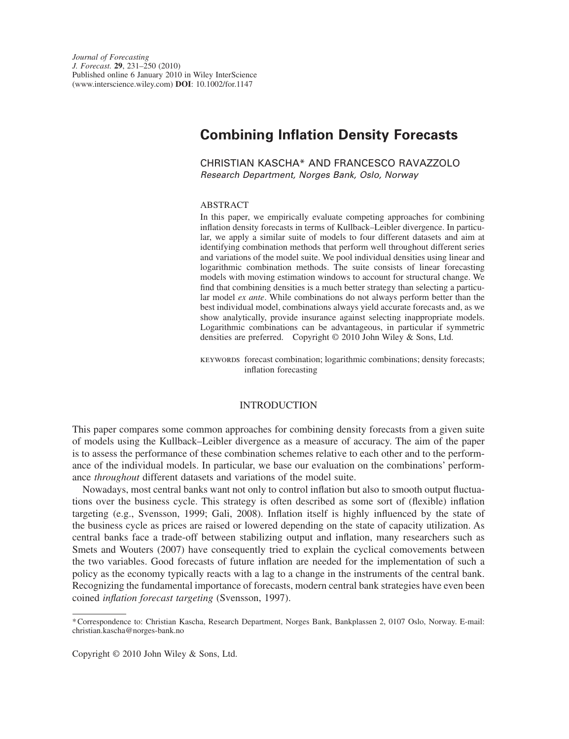# Combining Inflation Density Forecasts

CHRISTIAN KASCHA* AND FRANCESCO RAVAZZOLO

*Research Department, Norges Bank, Oslo, Norway*

## ABSTRACT

In this paper, we empirically evaluate competing approaches for combining inflation density forecasts in terms of Kullback–Leibler divergence. In particular, we apply a similar suite of models to four different datasets and aim at identifying combination methods that perform well throughout different series and variations of the model suite. We pool individual densities using linear and logarithmic combination methods. The suite consists of linear forecasting models with moving estimation windows to account for structural change. We find that combining densities is a much better strategy than selecting a particular model *ex ante*. While combinations do not always perform better than the best individual model, combinations always yield accurate forecasts and, as we show analytically, provide insurance against selecting inappropriate models. Logarithmic combinations can be advantageous, in particular if symmetric densities are preferred. Copyright © 2010 John Wiley & Sons, Ltd.

KEYWORDS forecast combination; logarithmic combinations; density forecasts; inflation forecasting

## INTRODUCTION

This paper compares some common approaches for combining density forecasts from a given suite of models using the Kullback–Leibler divergence as a measure of accuracy. The aim of the paper is to assess the performance of these combination schemes relative to each other and to the performance of the individual models. In particular, we base our evaluation on the combinations' performance *throughout* different datasets and variations of the model suite.

Nowadays, most central banks want not only to control inflation but also to smooth output fluctuations over the business cycle. This strategy is often described as some sort of (flexible) inflation targeting (e.g., Svensson, 1999; Gali, 2008). Inflation itself is highly influenced by the state of the business cycle as prices are raised or lowered depending on the state of capacity utilization. As central banks face a trade-off between stabilizing output and inflation, many researchers such as Smets and Wouters (2007) have consequently tried to explain the cyclical comovements between the two variables. Good forecasts of future inflation are needed for the implementation of such a policy as the economy typically reacts with a lag to a change in the instruments of the central bank. Recognizing the fundamental importance of forecasts, modern central bank strategies have even been coined *inflation forecast targeting* (Svensson, 1997).

*Correspondence to: Christian Kascha, Research Department, Norges Bank, Bankplassen 2, 0107 Oslo, Norway. E-mail: christian.kascha@norges-bank.no

Copyright © 2010 John Wiley & Sons, Ltd.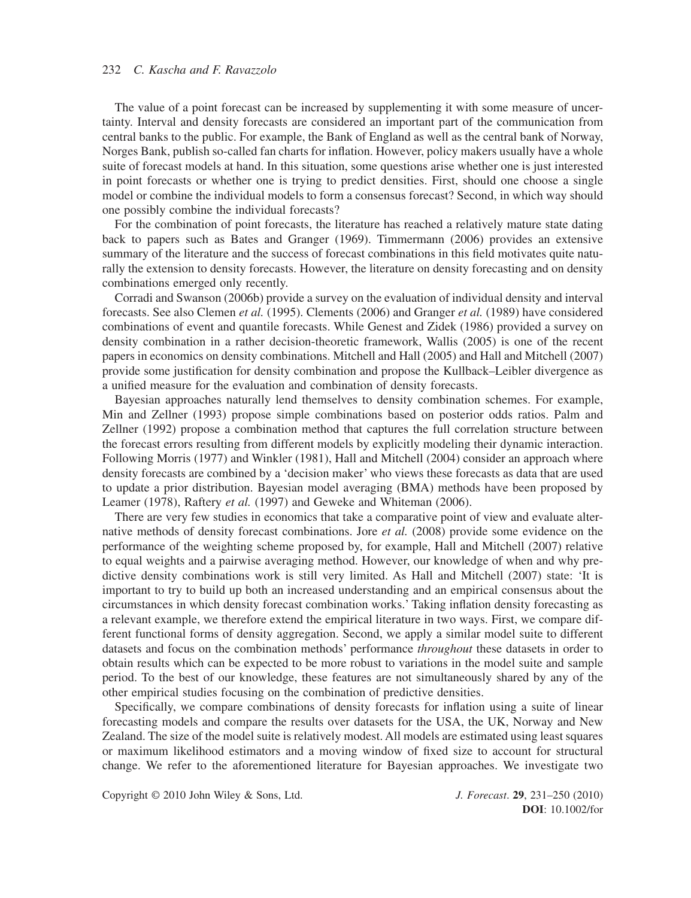The value of a point forecast can be increased by supplementing it with some measure of uncertainty. Interval and density forecasts are considered an important part of the communication from central banks to the public. For example, the Bank of England as well as the central bank of Norway, Norges Bank, publish so-called fan charts for inflation. However, policy makers usually have a whole suite of forecast models at hand. In this situation, some questions arise whether one is just interested in point forecasts or whether one is trying to predict densities. First, should one choose a single model or combine the individual models to form a consensus forecast? Second, in which way should one possibly combine the individual forecasts?

For the combination of point forecasts, the literature has reached a relatively mature state dating back to papers such as Bates and Granger (1969). Timmermann (2006) provides an extensive summary of the literature and the success of forecast combinations in this field motivates quite naturally the extension to density forecasts. However, the literature on density forecasting and on density combinations emerged only recently.

Corradi and Swanson (2006b) provide a survey on the evaluation of individual density and interval forecasts. See also Clemen *et al.* (1995). Clements (2006) and Granger *et al.* (1989) have considered combinations of event and quantile forecasts. While Genest and Zidek (1986) provided a survey on density combination in a rather decision-theoretic framework, Wallis (2005) is one of the recent papers in economics on density combinations. Mitchell and Hall (2005) and Hall and Mitchell (2007) provide some justification for density combination and propose the Kullback–Leibler divergence as a unified measure for the evaluation and combination of density forecasts.

Bayesian approaches naturally lend themselves to density combination schemes. For example, Min and Zellner (1993) propose simple combinations based on posterior odds ratios. Palm and Zellner (1992) propose a combination method that captures the full correlation structure between the forecast errors resulting from different models by explicitly modeling their dynamic interaction. Following Morris (1977) and Winkler (1981), Hall and Mitchell (2004) consider an approach where density forecasts are combined by a 'decision maker' who views these forecasts as data that are used to update a prior distribution. Bayesian model averaging (BMA) methods have been proposed by Leamer (1978), Raftery *et al.* (1997) and Geweke and Whiteman (2006).

There are very few studies in economics that take a comparative point of view and evaluate alternative methods of density forecast combinations. Jore *et al.* (2008) provide some evidence on the performance of the weighting scheme proposed by, for example, Hall and Mitchell (2007) relative to equal weights and a pairwise averaging method. However, our knowledge of when and why predictive density combinations work is still very limited. As Hall and Mitchell (2007) state: 'It is important to try to build up both an increased understanding and an empirical consensus about the circumstances in which density forecast combination works.' Taking inflation density forecasting as a relevant example, we therefore extend the empirical literature in two ways. First, we compare different functional forms of density aggregation. Second, we apply a similar model suite to different datasets and focus on the combination methods' performance *throughout* these datasets in order to obtain results which can be expected to be more robust to variations in the model suite and sample period. To the best of our knowledge, these features are not simultaneously shared by any of the other empirical studies focusing on the combination of predictive densities.

Specifically, we compare combinations of density forecasts for inflation using a suite of linear forecasting models and compare the results over datasets for the USA, the UK, Norway and New Zealand. The size of the model suite is relatively modest. All models are estimated using least squares or maximum likelihood estimators and a moving window of fixed size to account for structural change. We refer to the aforementioned literature for Bayesian approaches. We investigate two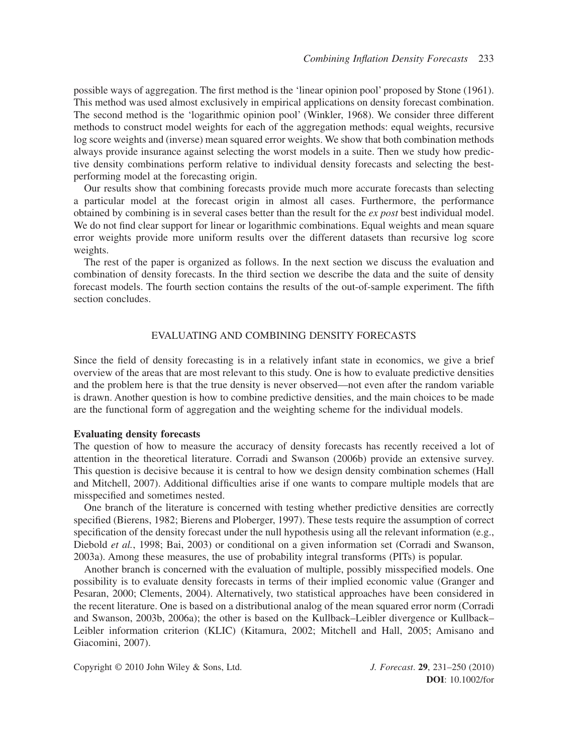possible ways of aggregation. The first method is the 'linear opinion pool' proposed by Stone (1961). This method was used almost exclusively in empirical applications on density forecast combination. The second method is the 'logarithmic opinion pool' (Winkler, 1968). We consider three different methods to construct model weights for each of the aggregation methods: equal weights, recursive log score weights and (inverse) mean squared error weights. We show that both combination methods always provide insurance against selecting the worst models in a suite. Then we study how predictive density combinations perform relative to individual density forecasts and selecting the best-performing model at the forecasting origin.

Our results show that combining forecasts provide much more accurate forecasts than selecting a particular model at the forecast origin in almost all cases. Furthermore, the performance obtained by combining is in several cases better than the result for the *ex post* best individual model. We do not find clear support for linear or logarithmic combinations. Equal weights and mean square error weights provide more uniform results over the different datasets than recursive log score weights.

The rest of the paper is organized as follows. In the next section we discuss the evaluation and combination of density forecasts. In the third section we describe the data and the suite of density forecast models. The fourth section contains the results of the out-of-sample experiment. The fifth section concludes.

## EVALUATING AND COMBINING DENSITY FORECASTS

Since the field of density forecasting is in a relatively infant state in economics, we give a brief overview of the areas that are most relevant to this study. One is how to evaluate predictive densities and the problem here is that the true density is never observed—not even after the random variable is drawn. Another question is how to combine predictive densities, and the main choices to be made are the functional form of aggregation and the weighting scheme for the individual models.

### Evaluating density forecasts

The question of how to measure the accuracy of density forecasts has recently received a lot of attention in the theoretical literature. Corradi and Swanson (2006b) provide an extensive survey. This question is decisive because it is central to how we design density combination schemes (Hall and Mitchell, 2007). Additional difficulties arise if one wants to compare multiple models that are misspecified and sometimes nested.

One branch of the literature is concerned with testing whether predictive densities are correctly specified (Bierens, 1982; Bierens and Ploberger, 1997). These tests require the assumption of correct specification of the density forecast under the null hypothesis using all the relevant information (e.g., Diebold *et al.*, 1998; Bai, 2003) or conditional on a given information set (Corradi and Swanson, 2003a). Among these measures, the use of probability integral transforms (PITs) is popular.

Another branch is concerned with the evaluation of multiple, possibly misspecified models. One possibility is to evaluate density forecasts in terms of their implied economic value (Granger and Pesaran, 2000; Clements, 2004). Alternatively, two statistical approaches have been considered in the recent literature. One is based on a distributional analog of the mean squared error norm (Corradi and Swanson, 2003b, 2006a); the other is based on the Kullback–Leibler divergence or Kullback–Leibler information criterion (KLIC) (Kitamura, 2002; Mitchell and Hall, 2005; Amisano and Giacomini, 2007).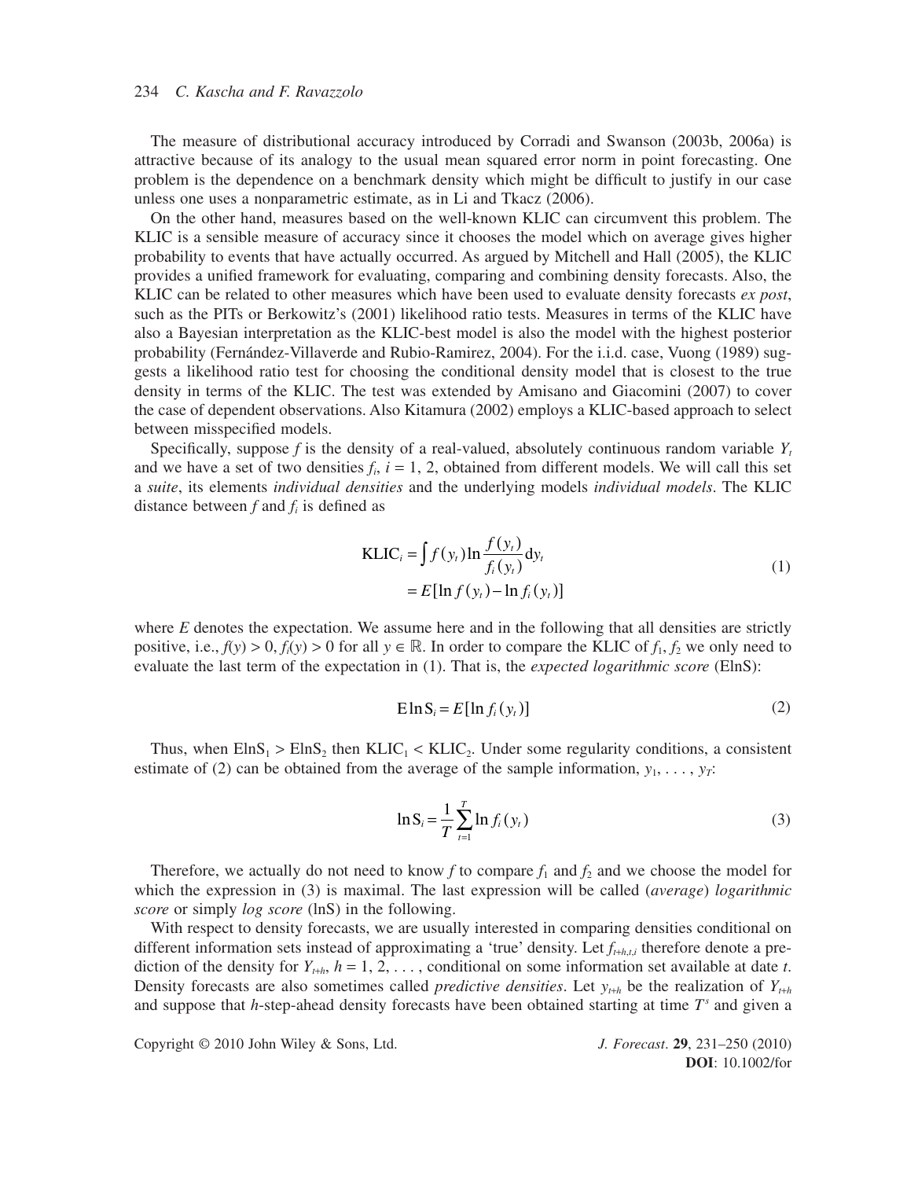The measure of distributional accuracy introduced by Corradi and Swanson (2003b, 2006a) is attractive because of its analogy to the usual mean squared error norm in point forecasting. One problem is the dependence on a benchmark density which might be difficult to justify in our case unless one uses a nonparametric estimate, as in Li and Tkacz (2006).

On the other hand, measures based on the well-known KLIC can circumvent this problem. The KLIC is a sensible measure of accuracy since it chooses the model which on average gives higher probability to events that have actually occurred. As argued by Mitchell and Hall (2005), the KLIC provides a unified framework for evaluating, comparing and combining density forecasts. Also, the KLIC can be related to other measures which have been used to evaluate density forecasts *ex post*, such as the PITs or Berkowitz's (2001) likelihood ratio tests. Measures in terms of the KLIC have also a Bayesian interpretation as the KLIC-best model is also the model with the highest posterior probability (Fernández-Villaverde and Rubio-Ramirez, 2004). For the i.i.d. case, Vuong (1989) suggests a likelihood ratio test for choosing the conditional density model that is closest to the true density in terms of the KLIC. The test was extended by Amisano and Giacomini (2007) to cover the case of dependent observations. Also Kitamura (2002) employs a KLIC-based approach to select between misspecified models.

Specifically, suppose $f$ is the density of a real-valued, absolutely continuous random variable $Y_t$ and we have a set of two densities $f_i$, $i = 1, 2$, obtained from different models. We will call this set a *suite*, its elements *individual densities* and the underlying models *individual models*. The KLIC distance between $f$ and $f_i$ is defined as

$$
\begin{aligned}
\text{KLIC}_i &= \int f(y_t) \ln \frac{f(y_t)}{f_i(y_t)} \mathrm{d}y_t \\
&= E[\ln f(y_t) - \ln f_i(y_t)]
\end{aligned}
\tag{1}
$$

where $E$ denotes the expectation. We assume here and in the following that all densities are strictly positive, i.e., $f(y) > 0$, $f_i(y) > 0$ for all $y \in \mathbb{R}$. In order to compare the KLIC of $f_1, f_2$ we only need to evaluate the last term of the expectation in (1). That is, the *expected logarithmic score* (ElnS):

$$
\text{E}\ln \text{S}_i = E[\ln f_i(y_t)] \tag{2}
$$

Thus, when $\text{ElnS}_1 > \text{ElnS}_2$ then $\text{KLIC}_1 < \text{KLIC}_2$. Under some regularity conditions, a consistent estimate of (2) can be obtained from the average of the sample information, $y_1, \ldots, y_T$:

$$
\ln \text{S}_i = \frac{1}{T} \sum_{t=1}^{T} \ln f_i(y_t) \tag{3}
$$

Therefore, we actually do not need to know $f$ to compare $f_1$ and $f_2$ and we choose the model for which the expression in (3) is maximal. The last expression will be called (*average*) *logarithmic score* or simply *log score* (lnS) in the following.

With respect to density forecasts, we are usually interested in comparing densities conditional on different information sets instead of approximating a 'true' density. Let $f_{t+h,t,i}$ therefore denote a prediction of the density for $Y_{t+h}$, $h = 1, 2, \ldots$, conditional on some information set available at date $t$. Density forecasts are also sometimes called *predictive densities*. Let $y_{t+h}$ be the realization of $Y_{t+h}$ and suppose that $h$-step-ahead density forecasts have been obtained starting at time $T^s$ and given a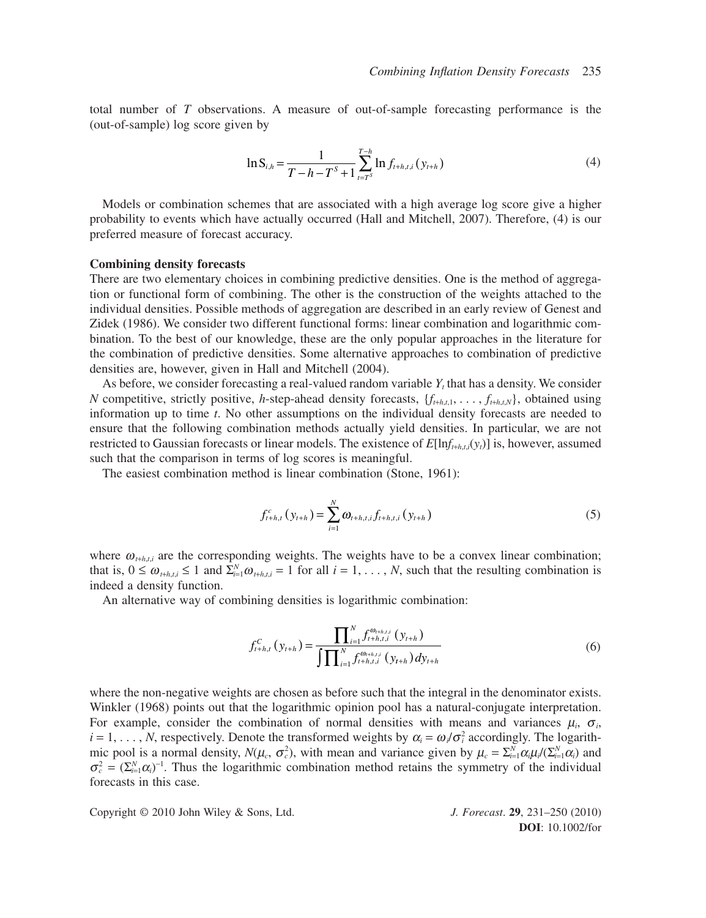total number of $T$ observations. A measure of out-of-sample forecasting performance is the (out-of-sample) log score given by

$$\ln \mathrm{S}_{i,h} = \frac{1}{T-h-T^S+1}\sum_{t=T^S}^{T-h} \ln f_{t+h,t,i}(y_{t+h}) \tag{4}$$

Models or combination schemes that are associated with a high average log score give a higher probability to events which have actually occurred (Hall and Mitchell, 2007). Therefore, (4) is our preferred measure of forecast accuracy.

**Combining density forecasts**

There are two elementary choices in combining predictive densities. One is the method of aggregation or functional form of combining. The other is the construction of the weights attached to the individual densities. Possible methods of aggregation are described in an early review of Genest and Zidek (1986). We consider two different functional forms: linear combination and logarithmic combination. To the best of our knowledge, these are the only popular approaches in the literature for the combination of predictive densities. Some alternative approaches to combination of predictive densities are, however, given in Hall and Mitchell (2004).

As before, we consider forecasting a real-valued random variable $Y_t$ that has a density. We consider $N$ competitive, strictly positive, $h$-step-ahead density forecasts, $\{f_{t+h,t,1}, \ldots, f_{t+h,t,N}\}$, obtained using information up to time $t$. No other assumptions on the individual density forecasts are needed to ensure that the following combination methods actually yield densities. In particular, we are not restricted to Gaussian forecasts or linear models. The existence of $E[\ln f_{t+h,t,i}(y_t)]$ is, however, assumed such that the comparison in terms of log scores is meaningful.

The easiest combination method is linear combination (Stone, 1961):

$$f^{c}_{t+h,t}(y_{t+h}) = \sum_{i=1}^{N} \omega_{t+h,t,i} f_{t+h,t,i}(y_{t+h}) \tag{5}$$

where $\omega_{t+h,t,i}$ are the corresponding weights. The weights have to be a convex linear combination; that is, $0 \le \omega_{t+h,t,i} \le 1$ and $\Sigma_{i=1}^{N}\omega_{t+h,t,i} = 1$ for all $i = 1, \ldots, N$, such that the resulting combination is indeed a density function.

An alternative way of combining densities is logarithmic combination:

$$f^{C}_{t+h,t}(y_{t+h}) = \frac{\prod_{i=1}^{N} f^{\omega_{t+h,t,i}}_{t+h,t,i}(y_{t+h})}{\int \prod_{i=1}^{N} f^{\omega_{t+h,t,i}}_{t+h,t,i}(y_{t+h})\, dy_{t+h}} \tag{6}$$

where the non-negative weights are chosen as before such that the integral in the denominator exists. Winkler (1968) points out that the logarithmic opinion pool has a natural-conjugate interpretation. For example, consider the combination of normal densities with means and variances $\mu_i$, $\sigma_i$, $i = 1, \ldots, N$, respectively. Denote the transformed weights by $\alpha_i = \omega_i/\sigma_i^2$ accordingly. The logarithmic pool is a normal density, $N(\mu_c, \sigma_c^2)$, with mean and variance given by $\mu_c = \Sigma_{i=1}^{N}\alpha_i\mu_i/(\Sigma_{i=1}^{N}\alpha_i)$ and $\sigma_c^2 = (\Sigma_{i=1}^{N}\alpha_i)^{-1}$. Thus the logarithmic combination method retains the symmetry of the individual forecasts in this case.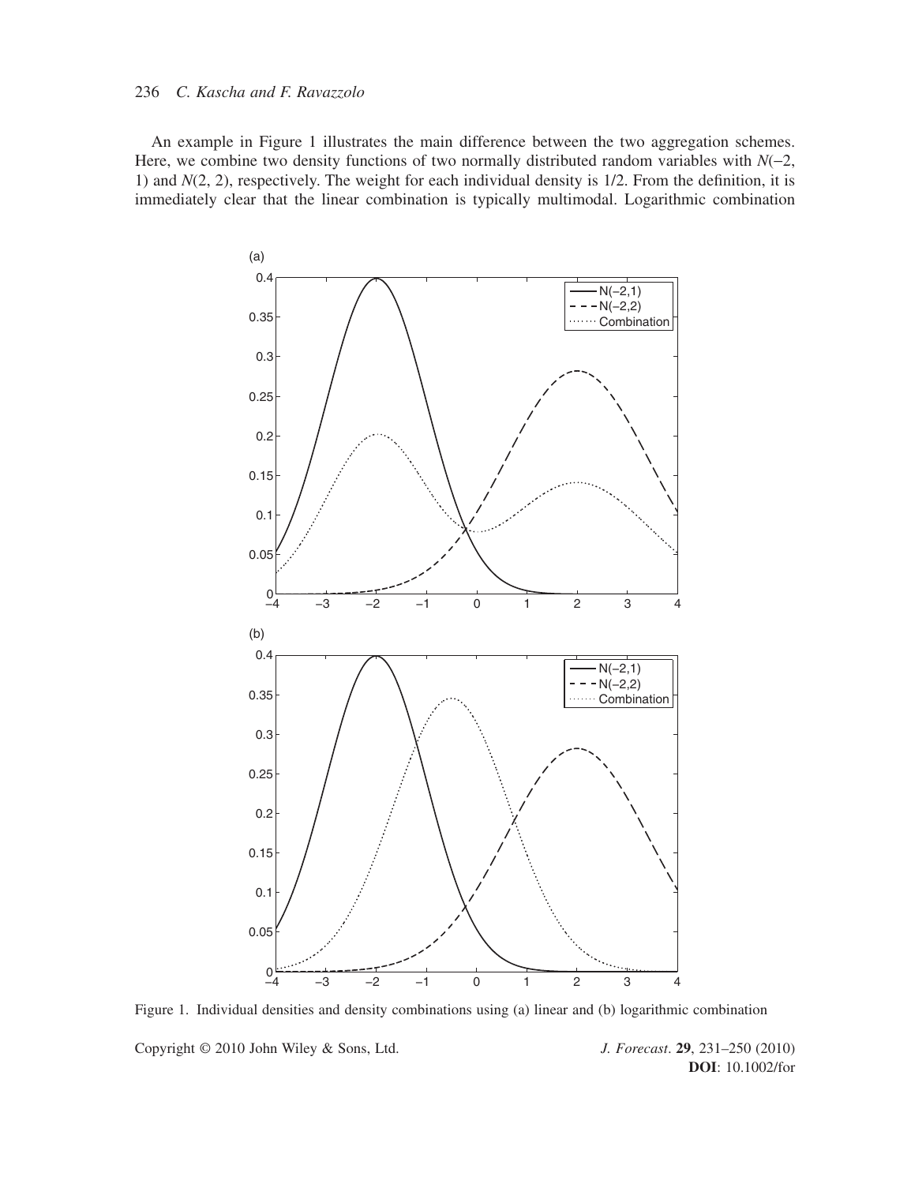An example in Figure 1 illustrates the main difference between the two aggregation schemes. Here, we combine two density functions of two normally distributed random variables with $N(-2, 1)$ and $N(2, 2)$, respectively. The weight for each individual density is 1/2. From the definition, it is immediately clear that the linear combination is typically multimodal. Logarithmic combination

Figure 1. Individual densities and density combinations using (a) linear and (b) logarithmic combination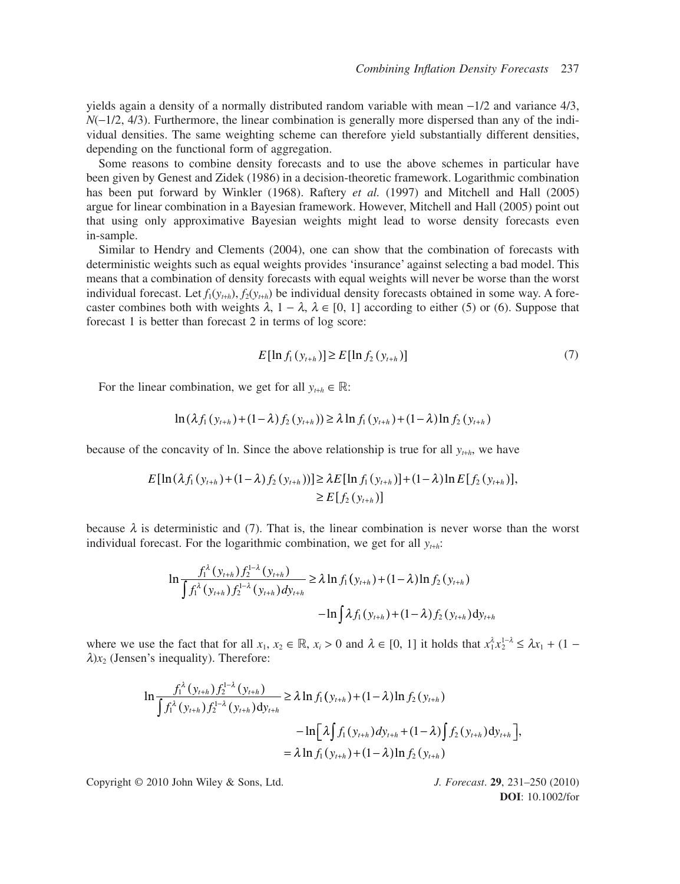yields again a density of a normally distributed random variable with mean −1/2 and variance 4/3, $N(-1/2, 4/3)$. Furthermore, the linear combination is generally more dispersed than any of the individual densities. The same weighting scheme can therefore yield substantially different densities, depending on the functional form of aggregation.

Some reasons to combine density forecasts and to use the above schemes in particular have been given by Genest and Zidek (1986) in a decision-theoretic framework. Logarithmic combination has been put forward by Winkler (1968). Raftery *et al.* (1997) and Mitchell and Hall (2005) argue for linear combination in a Bayesian framework. However, Mitchell and Hall (2005) point out that using only approximative Bayesian weights might lead to worse density forecasts even in-sample.

Similar to Hendry and Clements (2004), one can show that the combination of forecasts with deterministic weights such as equal weights provides 'insurance' against selecting a bad model. This means that a combination of density forecasts with equal weights will never be worse than the worst individual forecast. Let $f_1(y_{t+h})$, $f_2(y_{t+h})$ be individual density forecasts obtained in some way. A forecaster combines both with weights $\lambda$, $1-\lambda$, $\lambda \in [0, 1]$ according to either (5) or (6). Suppose that forecast 1 is better than forecast 2 in terms of log score:

$$E[\ln f_1(y_{t+h})] \geq E[\ln f_2(y_{t+h})] \tag{7}$$

For the linear combination, we get for all $y_{t+h} \in \mathbb{R}$:

$$\ln(\lambda f_1(y_{t+h}) + (1-\lambda) f_2(y_{t+h})) \geq \lambda \ln f_1(y_{t+h}) + (1-\lambda) \ln f_2(y_{t+h})$$

because of the concavity of ln. Since the above relationship is true for all $y_{t+h}$, we have

$$\begin{aligned} E[\ln(\lambda f_1(y_{t+h}) + (1-\lambda) f_2(y_{t+h}))] &\geq \lambda E[\ln f_1(y_{t+h})] + (1-\lambda) \ln E[f_2(y_{t+h})], \\ &\geq E[f_2(y_{t+h})] \end{aligned}$$

because $\lambda$ is deterministic and (7). That is, the linear combination is never worse than the worst individual forecast. For the logarithmic combination, we get for all $y_{t+h}$:

$$\begin{aligned} \ln \frac{f_1^{\lambda}(y_{t+h}) f_2^{1-\lambda}(y_{t+h})}{\int f_1^{\lambda}(y_{t+h}) f_2^{1-\lambda}(y_{t+h}) dy_{t+h}} &\geq \lambda \ln f_1(y_{t+h}) + (1-\lambda) \ln f_2(y_{t+h}) \\ &\quad - \ln \int \lambda f_1(y_{t+h}) + (1-\lambda) f_2(y_{t+h}) \mathrm{d}y_{t+h} \end{aligned}$$

where we use the fact that for all $x_1, x_2 \in \mathbb{R}$, $x_i > 0$ and $\lambda \in [0, 1]$ it holds that $x_1^{\lambda} x_2^{1-\lambda} \leq \lambda x_1 + (1-\lambda) x_2$ (Jensen's inequality). Therefore:

$$\begin{aligned} \ln \frac{f_1^{\lambda}(y_{t+h}) f_2^{1-\lambda}(y_{t+h})}{\int f_1^{\lambda}(y_{t+h}) f_2^{1-\lambda}(y_{t+h}) \mathrm{d}y_{t+h}} &\geq \lambda \ln f_1(y_{t+h}) + (1-\lambda) \ln f_2(y_{t+h}) \\ &\quad - \ln\Big[\lambda \int f_1(y_{t+h}) dy_{t+h} + (1-\lambda) \int f_2(y_{t+h}) \mathrm{d}y_{t+h}\Big], \\ &= \lambda \ln f_1(y_{t+h}) + (1-\lambda) \ln f_2(y_{t+h}) \end{aligned}$$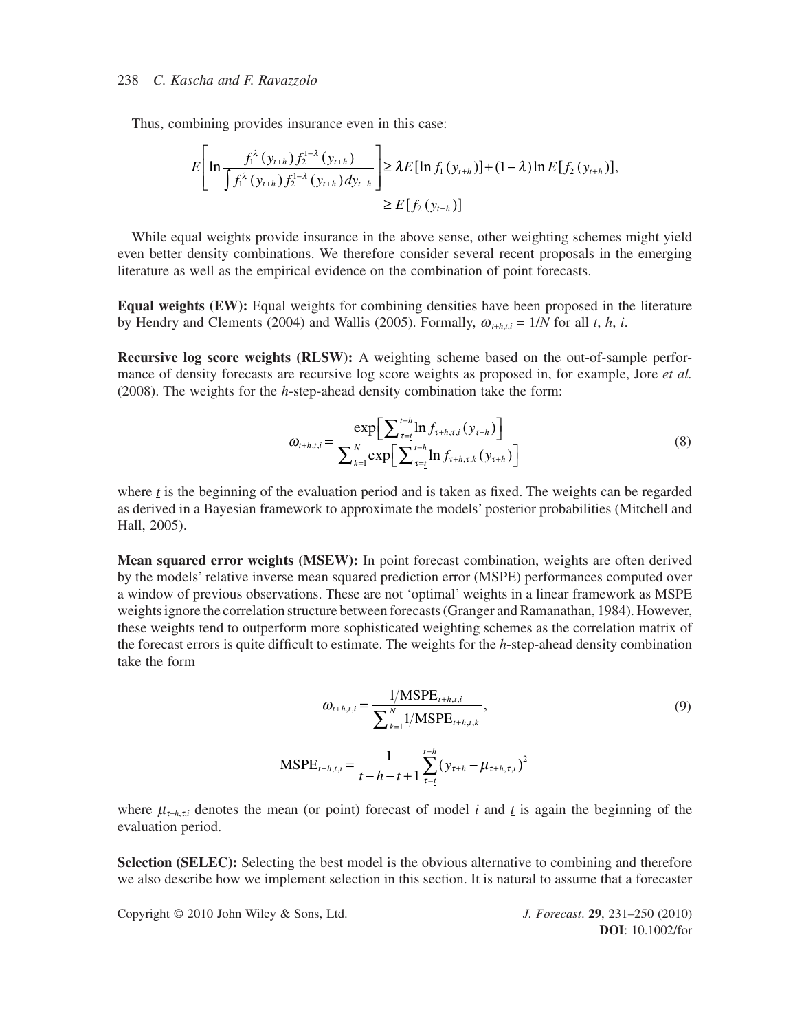Thus, combining provides insurance even in this case:

$$E\left[\ln \frac{f_1^{\lambda}(y_{t+h}) f_2^{1-\lambda}(y_{t+h})}{\int f_1^{\lambda}(y_{t+h}) f_2^{1-\lambda}(y_{t+h}) dy_{t+h}}\right] \geq \lambda E[\ln f_1(y_{t+h})] + (1-\lambda)\ln E[f_2(y_{t+h})],$$
$$\geq E[f_2(y_{t+h})]$$

While equal weights provide insurance in the above sense, other weighting schemes might yield even better density combinations. We therefore consider several recent proposals in the emerging literature as well as the empirical evidence on the combination of point forecasts.

**Equal weights (EW):** Equal weights for combining densities have been proposed in the literature by Hendry and Clements (2004) and Wallis (2005). Formally, $\omega_{t+h,t,i} = 1/N$ for all $t$, $h$, $i$.

**Recursive log score weights (RLSW):** A weighting scheme based on the out-of-sample performance of density forecasts are recursive log score weights as proposed in, for example, Jore *et al.* (2008). The weights for the *h*-step-ahead density combination take the form:

$$\omega_{t+h,t,i} = \frac{\exp\left[\sum_{\tau=\underline{t}}^{t-h} \ln f_{\tau+h,\tau,i}(y_{\tau+h})\right]}{\sum_{k=1}^{N} \exp\left[\sum_{\tau=\underline{t}}^{t-h} \ln f_{\tau+h,\tau,k}(y_{\tau+h})\right]} \tag{8}$$

where $\underline{t}$ is the beginning of the evaluation period and is taken as fixed. The weights can be regarded as derived in a Bayesian framework to approximate the models' posterior probabilities (Mitchell and Hall, 2005).

**Mean squared error weights (MSEW):** In point forecast combination, weights are often derived by the models' relative inverse mean squared prediction error (MSPE) performances computed over a window of previous observations. These are not 'optimal' weights in a linear framework as MSPE weights ignore the correlation structure between forecasts (Granger and Ramanathan, 1984). However, these weights tend to outperform more sophisticated weighting schemes as the correlation matrix of the forecast errors is quite difficult to estimate. The weights for the *h*-step-ahead density combination take the form

$$\omega_{t+h,t,i} = \frac{1/\text{MSPE}_{t+h,t,i}}{\sum_{k=1}^{N} 1/\text{MSPE}_{t+h,t,k}}, \tag{9}$$

$$\text{MSPE}_{t+h,t,i} = \frac{1}{t-h-\underline{t}+1} \sum_{\tau=\underline{t}}^{t-h} (y_{\tau+h} - \mu_{\tau+h,\tau,i})^2$$

where $\mu_{\tau+h,\tau,i}$ denotes the mean (or point) forecast of model $i$ and $\underline{t}$ is again the beginning of the evaluation period.

**Selection (SELEC):** Selecting the best model is the obvious alternative to combining and therefore we also describe how we implement selection in this section. It is natural to assume that a forecaster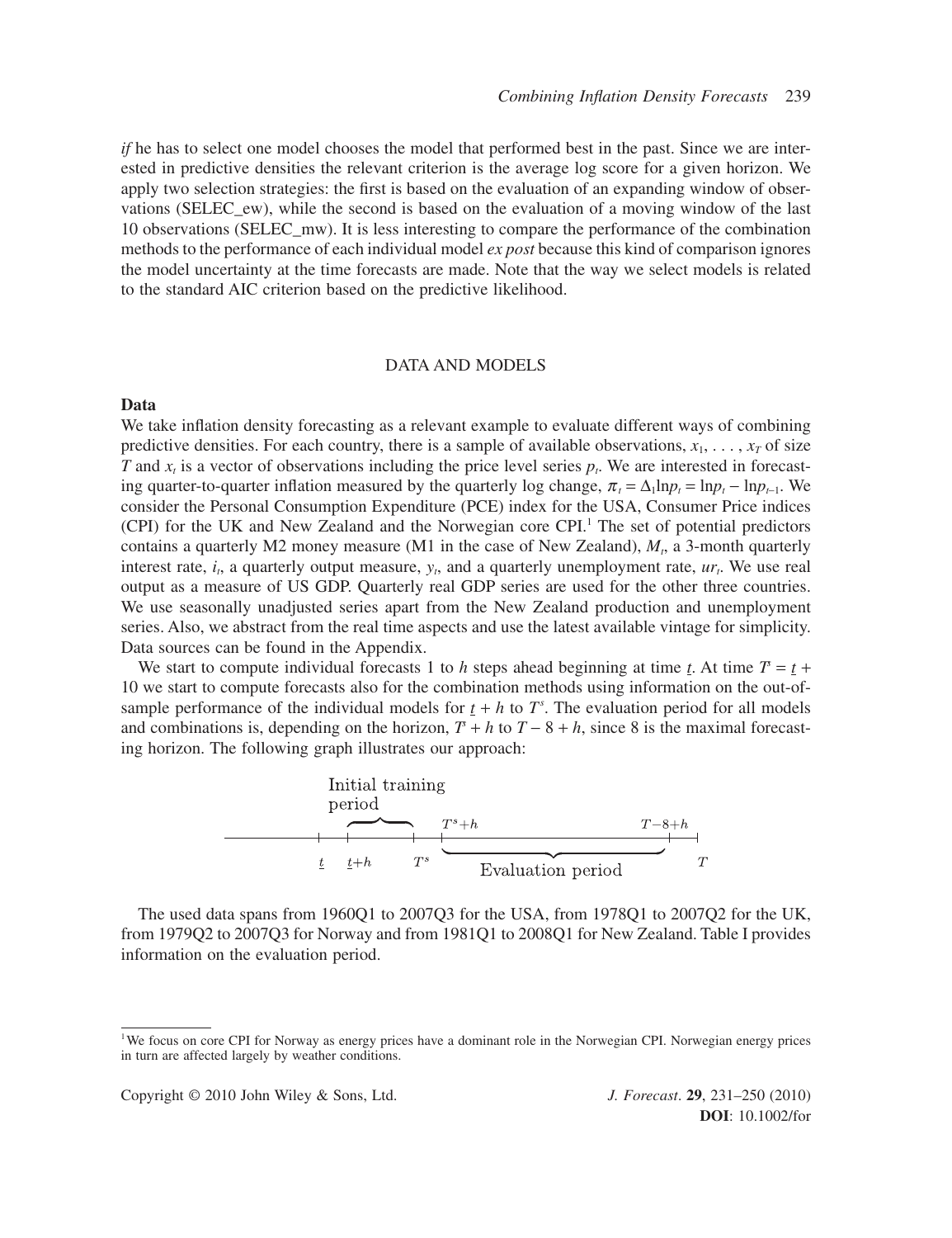*if* he has to select one model chooses the model that performed best in the past. Since we are interested in predictive densities the relevant criterion is the average log score for a given horizon. We apply two selection strategies: the first is based on the evaluation of an expanding window of observations (SELEC_ew), while the second is based on the evaluation of a moving window of the last 10 observations (SELEC_mw). It is less interesting to compare the performance of the combination methods to the performance of each individual model *ex post* because this kind of comparison ignores the model uncertainty at the time forecasts are made. Note that the way we select models is related to the standard AIC criterion based on the predictive likelihood.

## DATA AND MODELS

### Data

We take inflation density forecasting as a relevant example to evaluate different ways of combining predictive densities. For each country, there is a sample of available observations, $x_1, \ldots, x_T$ of size $T$ and $x_t$ is a vector of observations including the price level series $p_t$. We are interested in forecasting quarter-to-quarter inflation measured by the quarterly log change, $\pi_t = \Delta_1 \ln p_t = \ln p_t - \ln p_{t-1}$. We consider the Personal Consumption Expenditure (PCE) index for the USA, Consumer Price indices (CPI) for the UK and New Zealand and the Norwegian core CPI.[1] The set of potential predictors contains a quarterly M2 money measure (M1 in the case of New Zealand), $M_t$, a 3-month quarterly interest rate, $i_t$, a quarterly output measure, $y_t$, and a quarterly unemployment rate, $ur_t$. We use real output as a measure of US GDP. Quarterly real GDP series are used for the other three countries. We use seasonally unadjusted series apart from the New Zealand production and unemployment series. Also, we abstract from the real time aspects and use the latest available vintage for simplicity. Data sources can be found in the Appendix.

We start to compute individual forecasts 1 to $h$ steps ahead beginning at time $\underline{t}$. At time $T^s = \underline{t} + 10$ we start to compute forecasts also for the combination methods using information on the out-of-sample performance of the individual models for $\underline{t} + h$ to $T^s$. The evaluation period for all models and combinations is, depending on the horizon, $T^s + h$ to $T - 8 + h$, since 8 is the maximal forecasting horizon. The following graph illustrates our approach:

Initial training period: $\underline{t}+h$ to $T^s$; Evaluation period: $T^s+h$ to $T-8+h$; timeline points: $\underline{t}$, $\underline{t}+h$, $T^s$, $T^s+h$, $T-8+h$, $T$

The used data spans from 1960Q1 to 2007Q3 for the USA, from 1978Q1 to 2007Q2 for the UK, from 1979Q2 to 2007Q3 for Norway and from 1981Q1 to 2008Q1 for New Zealand. Table I provides information on the evaluation period.

---

[1] We focus on core CPI for Norway as energy prices have a dominant role in the Norwegian CPI. Norwegian energy prices in turn are affected largely by weather conditions.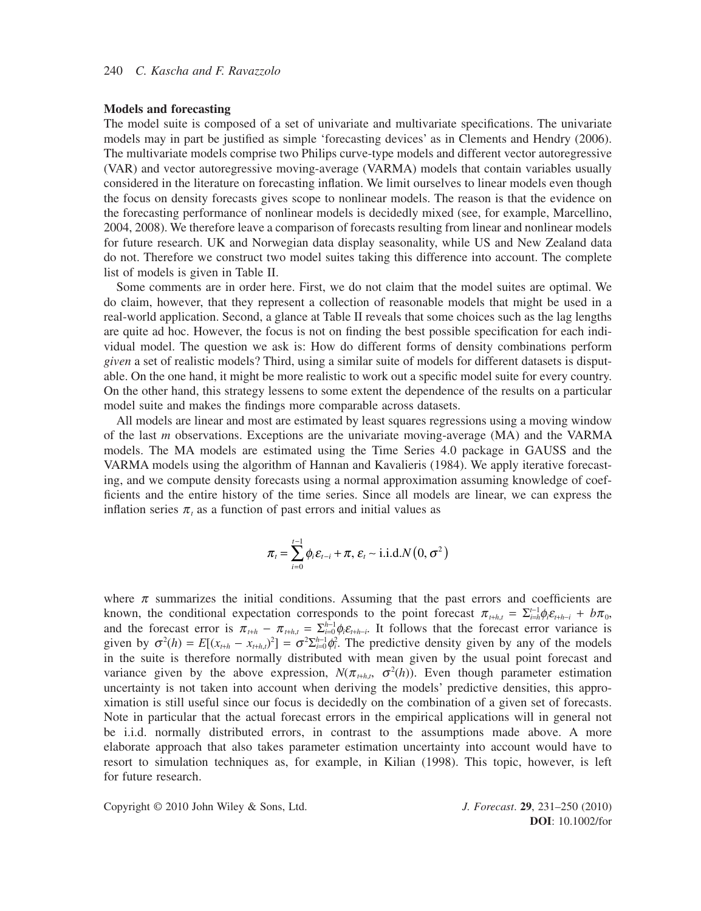**Models and forecasting**

The model suite is composed of a set of univariate and multivariate specifications. The univariate models may in part be justified as simple 'forecasting devices' as in Clements and Hendry (2006). The multivariate models comprise two Philips curve-type models and different vector autoregressive (VAR) and vector autoregressive moving-average (VARMA) models that contain variables usually considered in the literature on forecasting inflation. We limit ourselves to linear models even though the focus on density forecasts gives scope to nonlinear models. The reason is that the evidence on the forecasting performance of nonlinear models is decidedly mixed (see, for example, Marcellino, 2004, 2008). We therefore leave a comparison of forecasts resulting from linear and nonlinear models for future research. UK and Norwegian data display seasonality, while US and New Zealand data do not. Therefore we construct two model suites taking this difference into account. The complete list of models is given in Table II.

Some comments are in order here. First, we do not claim that the model suites are optimal. We do claim, however, that they represent a collection of reasonable models that might be used in a real-world application. Second, a glance at Table II reveals that some choices such as the lag lengths are quite ad hoc. However, the focus is not on finding the best possible specification for each individual model. The question we ask is: How do different forms of density combinations perform *given* a set of realistic models? Third, using a similar suite of models for different datasets is disputable. On the one hand, it might be more realistic to work out a specific model suite for every country. On the other hand, this strategy lessens to some extent the dependence of the results on a particular model suite and makes the findings more comparable across datasets.

All models are linear and most are estimated by least squares regressions using a moving window of the last $m$ observations. Exceptions are the univariate moving-average (MA) and the VARMA models. The MA models are estimated using the Time Series 4.0 package in GAUSS and the VARMA models using the algorithm of Hannan and Kavalieris (1984). We apply iterative forecasting, and we compute density forecasts using a normal approximation assuming knowledge of coefficients and the entire history of the time series. Since all models are linear, we can express the inflation series $\pi_t$ as a function of past errors and initial values as

$$\pi_t = \sum_{i=0}^{t-1} \phi_i \varepsilon_{t-i} + \pi,\ \varepsilon_t \sim \text{i.i.d.} N\left(0, \sigma^2\right)$$

where $\pi$ summarizes the initial conditions. Assuming that the past errors and coefficients are known, the conditional expectation corresponds to the point forecast $\pi_{t+h,t} = \Sigma_{i=h}^{t-1} \phi_i \varepsilon_{t+h-i} + b\pi_0$, and the forecast error is $\pi_{t+h} - \pi_{t+h,t} = \Sigma_{i=0}^{h-1} \phi_i \varepsilon_{t+h-i}$. It follows that the forecast error variance is given by $\sigma^2(h) = E[(x_{t+h} - x_{t+h,t})^2] = \sigma^2 \Sigma_{i=0}^{h-1} \phi_i^2$. The predictive density given by any of the models in the suite is therefore normally distributed with mean given by the usual point forecast and variance given by the above expression, $N(\pi_{t+h,t},\ \sigma^2(h))$. Even though parameter estimation uncertainty is not taken into account when deriving the models' predictive densities, this approximation is still useful since our focus is decidedly on the combination of a given set of forecasts. Note in particular that the actual forecast errors in the empirical applications will in general not be i.i.d. normally distributed errors, in contrast to the assumptions made above. A more elaborate approach that also takes parameter estimation uncertainty into account would have to resort to simulation techniques as, for example, in Kilian (1998). This topic, however, is left for future research.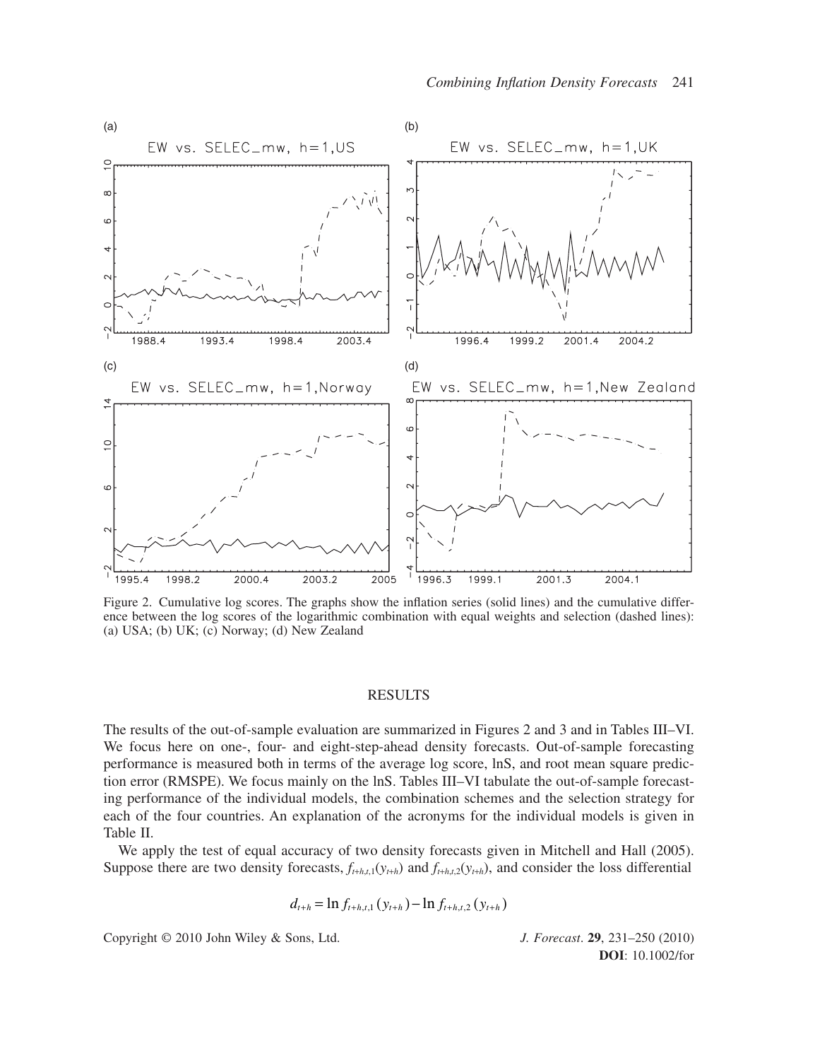Figure 2. Cumulative log scores. The graphs show the inflation series (solid lines) and the cumulative difference between the log scores of the logarithmic combination with equal weights and selection (dashed lines): (a) USA; (b) UK; (c) Norway; (d) New Zealand

## RESULTS

The results of the out-of-sample evaluation are summarized in Figures 2 and 3 and in Tables III–VI. We focus here on one-, four- and eight-step-ahead density forecasts. Out-of-sample forecasting performance is measured both in terms of the average log score, lnS, and root mean square prediction error (RMSPE). We focus mainly on the lnS. Tables III–VI tabulate the out-of-sample forecasting performance of the individual models, the combination schemes and the selection strategy for each of the four countries. An explanation of the acronyms for the individual models is given in Table II.

We apply the test of equal accuracy of two density forecasts given in Mitchell and Hall (2005). Suppose there are two density forecasts, $f_{t+h,t,1}(y_{t+h})$ and $f_{t+h,t,2}(y_{t+h})$, and consider the loss differential

$$d_{t+h} = \ln f_{t+h,t,1}(y_{t+h}) - \ln f_{t+h,t,2}(y_{t+h})$$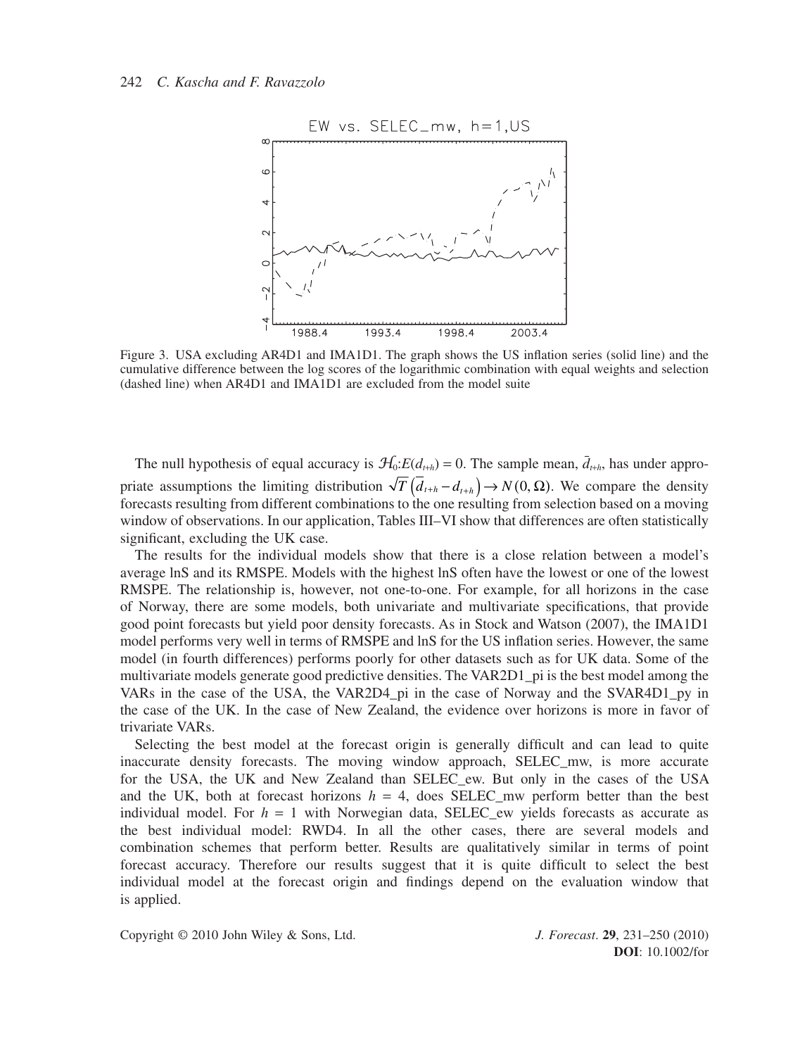Figure 3. USA excluding AR4D1 and IMA1D1. The graph shows the US inflation series (solid line) and the cumulative difference between the log scores of the logarithmic combination with equal weights and selection (dashed line) when AR4D1 and IMA1D1 are excluded from the model suite

The null hypothesis of equal accuracy is $\mathcal{H}_0$:$E(d_{t+h}) = 0$. The sample mean, $\bar{d}_{t+h}$, has under appropriate assumptions the limiting distribution $\sqrt{T}\left(\bar{d}_{t+h} - d_{t+h}\right) \rightarrow N(0, \Omega)$. We compare the density forecasts resulting from different combinations to the one resulting from selection based on a moving window of observations. In our application, Tables III–VI show that differences are often statistically significant, excluding the UK case.

The results for the individual models show that there is a close relation between a model's average lnS and its RMSPE. Models with the highest lnS often have the lowest or one of the lowest RMSPE. The relationship is, however, not one-to-one. For example, for all horizons in the case of Norway, there are some models, both univariate and multivariate specifications, that provide good point forecasts but yield poor density forecasts. As in Stock and Watson (2007), the IMA1D1 model performs very well in terms of RMSPE and lnS for the US inflation series. However, the same model (in fourth differences) performs poorly for other datasets such as for UK data. Some of the multivariate models generate good predictive densities. The VAR2D1_pi is the best model among the VARs in the case of the USA, the VAR2D4_pi in the case of Norway and the SVAR4D1_py in the case of the UK. In the case of New Zealand, the evidence over horizons is more in favor of trivariate VARs.

Selecting the best model at the forecast origin is generally difficult and can lead to quite inaccurate density forecasts. The moving window approach, SELEC_mw, is more accurate for the USA, the UK and New Zealand than SELEC_ew. But only in the cases of the USA and the UK, both at forecast horizons $h = 4$, does SELEC_mw perform better than the best individual model. For $h = 1$ with Norwegian data, SELEC_ew yields forecasts as accurate as the best individual model: RWD4. In all the other cases, there are several models and combination schemes that perform better. Results are qualitatively similar in terms of point forecast accuracy. Therefore our results suggest that it is quite difficult to select the best individual model at the forecast origin and findings depend on the evaluation window that is applied.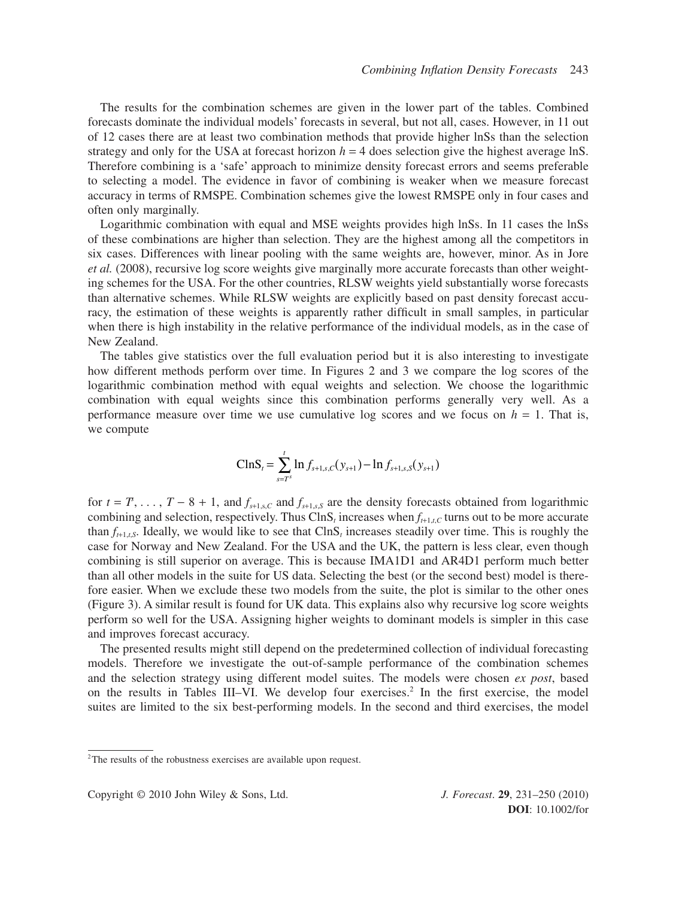The results for the combination schemes are given in the lower part of the tables. Combined forecasts dominate the individual models' forecasts in several, but not all, cases. However, in 11 out of 12 cases there are at least two combination methods that provide higher lnSs than the selection strategy and only for the USA at forecast horizon $h = 4$ does selection give the highest average lnS. Therefore combining is a 'safe' approach to minimize density forecast errors and seems preferable to selecting a model. The evidence in favor of combining is weaker when we measure forecast accuracy in terms of RMSPE. Combination schemes give the lowest RMSPE only in four cases and often only marginally.

Logarithmic combination with equal and MSE weights provides high lnSs. In 11 cases the lnSs of these combinations are higher than selection. They are the highest among all the competitors in six cases. Differences with linear pooling with the same weights are, however, minor. As in Jore *et al.* (2008), recursive log score weights give marginally more accurate forecasts than other weighting schemes for the USA. For the other countries, RLSW weights yield substantially worse forecasts than alternative schemes. While RLSW weights are explicitly based on past density forecast accuracy, the estimation of these weights is apparently rather difficult in small samples, in particular when there is high instability in the relative performance of the individual models, as in the case of New Zealand.

The tables give statistics over the full evaluation period but it is also interesting to investigate how different methods perform over time. In Figures 2 and 3 we compare the log scores of the logarithmic combination method with equal weights and selection. We choose the logarithmic combination with equal weights since this combination performs generally very well. As a performance measure over time we use cumulative log scores and we focus on $h = 1$. That is, we compute

$$\text{ClnS}_t = \sum_{s=T^s}^{t} \ln f_{s+1,s,C}(y_{s+1}) - \ln f_{s+1,s,S}(y_{s+1})$$

for $t = T', \ldots, T - 8 + 1$, and $f_{s+1,s,C}$ and $f_{s+1,s,S}$ are the density forecasts obtained from logarithmic combining and selection, respectively. Thus $\text{ClnS}_t$ increases when $f_{t+1,t,C}$ turns out to be more accurate than $f_{t+1,t,S}$. Ideally, we would like to see that $\text{ClnS}_t$ increases steadily over time. This is roughly the case for Norway and New Zealand. For the USA and the UK, the pattern is less clear, even though combining is still superior on average. This is because IMA1D1 and AR4D1 perform much better than all other models in the suite for US data. Selecting the best (or the second best) model is therefore easier. When we exclude these two models from the suite, the plot is similar to the other ones (Figure 3). A similar result is found for UK data. This explains also why recursive log score weights perform so well for the USA. Assigning higher weights to dominant models is simpler in this case and improves forecast accuracy.

The presented results might still depend on the predetermined collection of individual forecasting models. Therefore we investigate the out-of-sample performance of the combination schemes and the selection strategy using different model suites. The models were chosen *ex post*, based on the results in Tables III–VI. We develop four exercises.[2] In the first exercise, the model suites are limited to the six best-performing models. In the second and third exercises, the model

[2] The results of the robustness exercises are available upon request.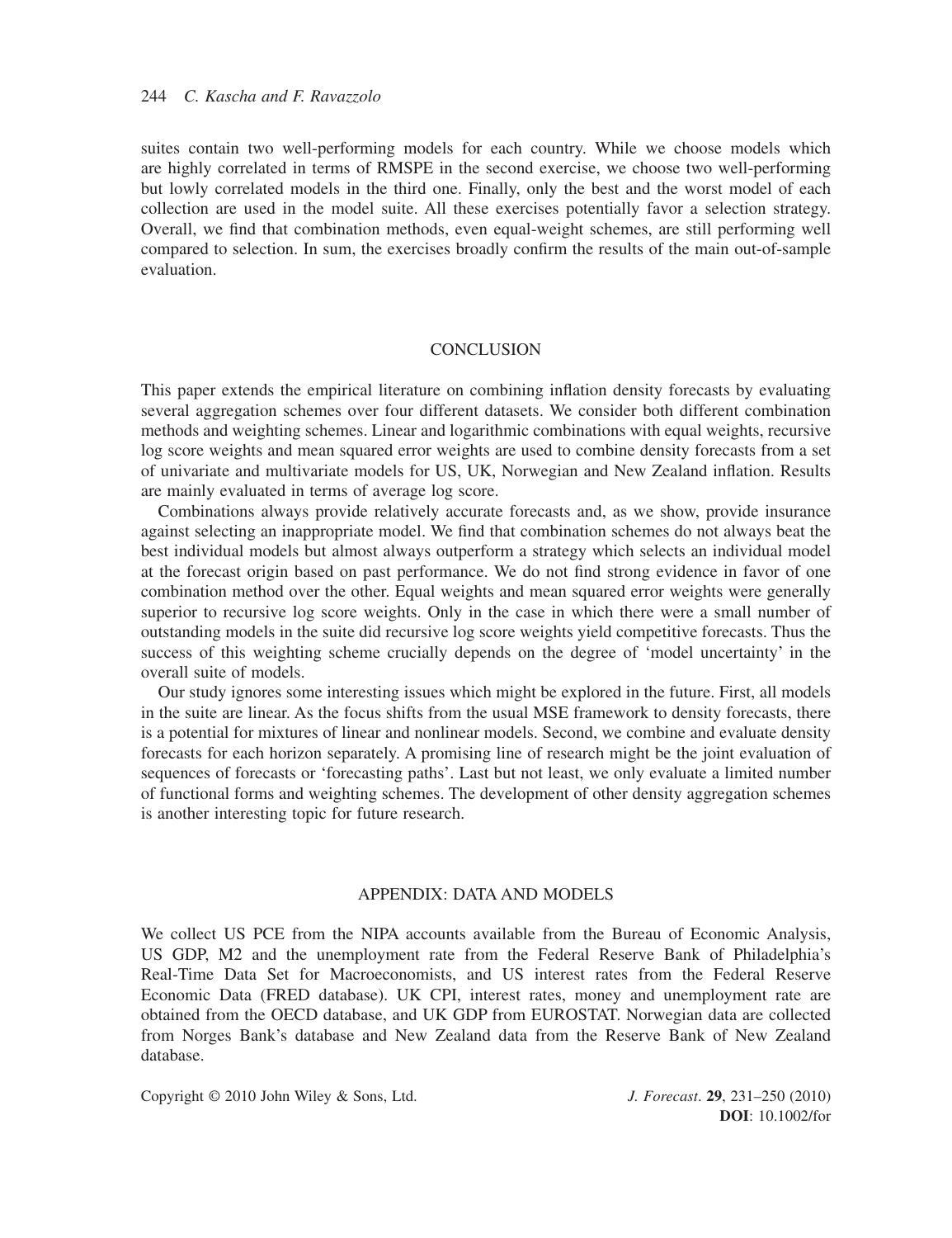suites contain two well-performing models for each country. While we choose models which are highly correlated in terms of RMSPE in the second exercise, we choose two well-performing but lowly correlated models in the third one. Finally, only the best and the worst model of each collection are used in the model suite. All these exercises potentially favor a selection strategy. Overall, we find that combination methods, even equal-weight schemes, are still performing well compared to selection. In sum, the exercises broadly confirm the results of the main out-of-sample evaluation.

## CONCLUSION

This paper extends the empirical literature on combining inflation density forecasts by evaluating several aggregation schemes over four different datasets. We consider both different combination methods and weighting schemes. Linear and logarithmic combinations with equal weights, recursive log score weights and mean squared error weights are used to combine density forecasts from a set of univariate and multivariate models for US, UK, Norwegian and New Zealand inflation. Results are mainly evaluated in terms of average log score.

Combinations always provide relatively accurate forecasts and, as we show, provide insurance against selecting an inappropriate model. We find that combination schemes do not always beat the best individual models but almost always outperform a strategy which selects an individual model at the forecast origin based on past performance. We do not find strong evidence in favor of one combination method over the other. Equal weights and mean squared error weights were generally superior to recursive log score weights. Only in the case in which there were a small number of outstanding models in the suite did recursive log score weights yield competitive forecasts. Thus the success of this weighting scheme crucially depends on the degree of 'model uncertainty' in the overall suite of models.

Our study ignores some interesting issues which might be explored in the future. First, all models in the suite are linear. As the focus shifts from the usual MSE framework to density forecasts, there is a potential for mixtures of linear and nonlinear models. Second, we combine and evaluate density forecasts for each horizon separately. A promising line of research might be the joint evaluation of sequences of forecasts or 'forecasting paths'. Last but not least, we only evaluate a limited number of functional forms and weighting schemes. The development of other density aggregation schemes is another interesting topic for future research.

## APPENDIX: DATA AND MODELS

We collect US PCE from the NIPA accounts available from the Bureau of Economic Analysis, US GDP, M2 and the unemployment rate from the Federal Reserve Bank of Philadelphia's Real-Time Data Set for Macroeconomists, and US interest rates from the Federal Reserve Economic Data (FRED database). UK CPI, interest rates, money and unemployment rate are obtained from the OECD database, and UK GDP from EUROSTAT. Norwegian data are collected from Norges Bank's database and New Zealand data from the Reserve Bank of New Zealand database.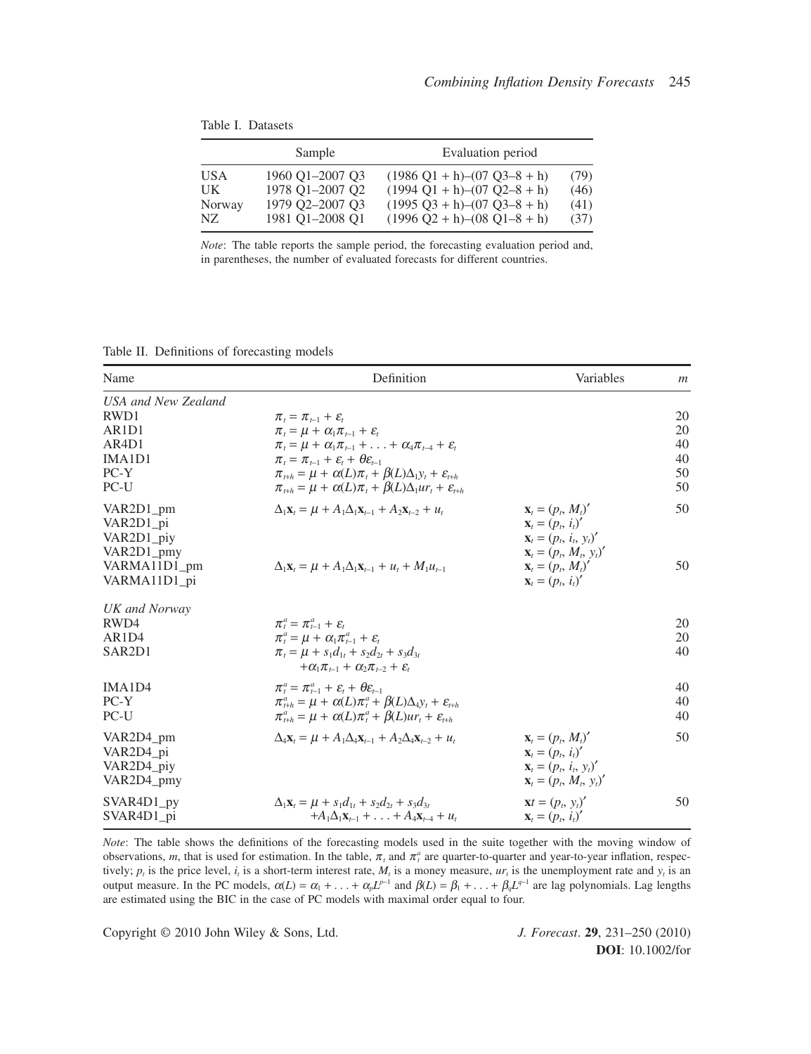Table I. Datasets

| | Sample | Evaluation period | |
|---|---|---|---|
| USA | 1960 Q1–2007 Q3 | (1986 Q1 + h)–(07 Q3–8 + h) | (79) |
| UK | 1978 Q1–2007 Q2 | (1994 Q1 + h)–(07 Q2–8 + h) | (46) |
| Norway | 1979 Q2–2007 Q3 | (1995 Q3 + h)–(07 Q3–8 + h) | (41) |
| NZ | 1981 Q1–2008 Q1 | (1996 Q2 + h)–(08 Q1–8 + h) | (37) |

*Note*: The table reports the sample period, the forecasting evaluation period and, in parentheses, the number of evaluated forecasts for different countries.

Table II. Definitions of forecasting models

| Name | Definition | Variables | $m$ |
|---|---|---|---|
| *USA and New Zealand* | | | |
| RWD1 | $\pi_t = \pi_{t-1} + \varepsilon_t$ | | 20 |
| AR1D1 | $\pi_t = \mu + \alpha_1\pi_{t-1} + \varepsilon_t$ | | 20 |
| AR4D1 | $\pi_t = \mu + \alpha_1\pi_{t-1} + \ldots + \alpha_4\pi_{t-4} + \varepsilon_t$ | | 40 |
| IMA1D1 | $\pi_t = \pi_{t-1} + \varepsilon_t + \theta\varepsilon_{t-1}$ | | 40 |
| PC-Y | $\pi_{t+h} = \mu + \alpha(L)\pi_t + \beta(L)\Delta_1 y_t + \varepsilon_{t+h}$ | | 50 |
| PC-U | $\pi_{t+h} = \mu + \alpha(L)\pi_t + \beta(L)\Delta_1 ur_t + \varepsilon_{t+h}$ | | 50 |
| VAR2D1_pm | $\Delta_1\mathbf{x}_t = \mu + A_1\Delta_1\mathbf{x}_{t-1} + A_2\Delta_1\mathbf{x}_{t-2} + u_t$ | $\mathbf{x}_t = (p_t, M_t)'$ | 50 |
| VAR2D1_pi | | $\mathbf{x}_t = (p_t, i_t)'$ | |
| VAR2D1_piy | | $\mathbf{x}_t = (p_t, i_t, y_t)'$ | |
| VAR2D1_pmy | | $\mathbf{x}_t = (p_t, M_t, y_t)'$ | |
| VARMA11D1_pm | $\Delta_1\mathbf{x}_t = \mu + A_1\Delta_1\mathbf{x}_{t-1} + u_t + M_1 u_{t-1}$ | $\mathbf{x}_t = (p_t, M_t)'$ | 50 |
| VARMA11D1_pi | | $\mathbf{x}_t = (p_t, i_t)'$ | |
| *UK and Norway* | | | |
| RWD4 | $\pi_t^a = \pi_{t-1}^a + \varepsilon_t$ | | 20 |
| AR1D4 | $\pi_t^a = \mu + \alpha_1\pi_{t-1}^a + \varepsilon_t$ | | 20 |
| SAR2D1 | $\pi_t = \mu + s_1 d_{1t} + s_2 d_{2t} + s_3 d_{3t}$ $+\alpha_1\pi_{t-1} + \alpha_2\pi_{t-2} + \varepsilon_t$ | | 40 |
| IMA1D4 | $\pi_t^a = \pi_{t-1}^a + \varepsilon_t + \theta\varepsilon_{t-1}$ | | 40 |
| PC-Y | $\pi_{t+h}^a = \mu + \alpha(L)\pi_t^a + \beta(L)\Delta_4 y_t + \varepsilon_{t+h}$ | | 40 |
| PC-U | $\pi_{t+h}^a = \mu + \alpha(L)\pi_t^a + \beta(L) ur_t + \varepsilon_{t+h}$ | | 40 |
| VAR2D4_pm | $\Delta_4\mathbf{x}_t = \mu + A_1\Delta_4\mathbf{x}_{t-1} + A_2\Delta_4\mathbf{x}_{t-2} + u_t$ | $\mathbf{x}_t = (p_t, M_t)'$ | 50 |
| VAR2D4_pi | | $\mathbf{x}_t = (p_t, i_t)'$ | |
| VAR2D4_piy | | $\mathbf{x}_t = (p_t, i_t, y_t)'$ | |
| VAR2D4_pmy | | $\mathbf{x}_t = (p_t, M_t, y_t)'$ | |
| SVAR4D1_py | $\Delta_1\mathbf{x}_t = \mu + s_1 d_{1t} + s_2 d_{2t} + s_3 d_{3t}$ | $\mathbf{x}t = (p_t, y_t)'$ | 50 |
| SVAR4D1_pi | $+A_1\Delta_1\mathbf{x}_{t-1} + \ldots + A_4\mathbf{x}_{t-4} + u_t$ | $\mathbf{x}_t = (p_t, i_t)'$ | |

*Note*: The table shows the definitions of the forecasting models used in the suite together with the moving window of observations, $m$, that is used for estimation. In the table, $\pi_t$ and $\pi_t^a$ are quarter-to-quarter and year-to-year inflation, respectively; $p_t$ is the price level, $i_t$ is a short-term interest rate, $M_t$ is a money measure, $ur_t$ is the unemployment rate and $y_t$ is an output measure. In the PC models, $\alpha(L) = \alpha_1 + \ldots + \alpha_p L^{p-1}$ and $\beta(L) = \beta_1 + \ldots + \beta_q L^{q-1}$ are lag polynomials. Lag lengths are estimated using the BIC in the case of PC models with maximal order equal to four.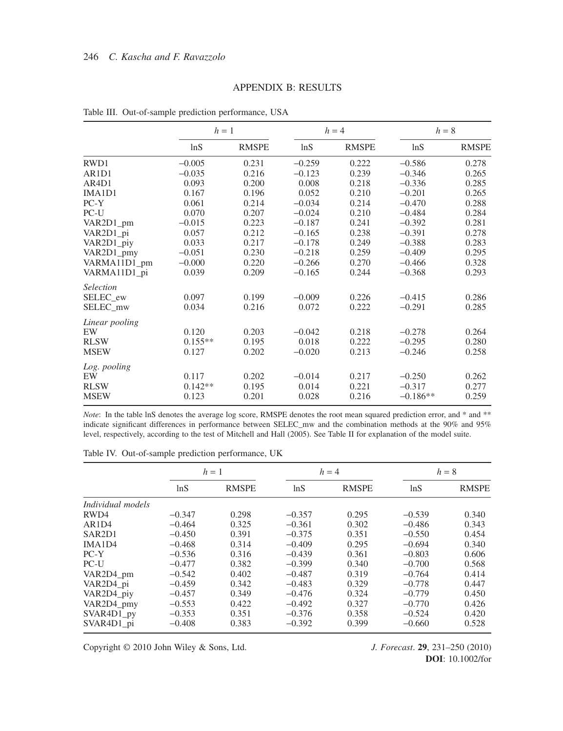## APPENDIX B: RESULTS

Table III. Out-of-sample prediction performance, USA

| | $h = 1$ | | $h = 4$ | | $h = 8$ | |
|---|---|---|---|---|---|---|
| | lnS | RMSPE | lnS | RMSPE | lnS | RMSPE |
| RWD1 | −0.005 | 0.231 | −0.259 | 0.222 | −0.586 | 0.278 |
| AR1D1 | −0.035 | 0.216 | −0.123 | 0.239 | −0.346 | 0.265 |
| AR4D1 | 0.093 | 0.200 | 0.008 | 0.218 | −0.336 | 0.285 |
| IMA1D1 | 0.167 | 0.196 | 0.052 | 0.210 | −0.201 | 0.265 |
| PC-Y | 0.061 | 0.214 | −0.034 | 0.214 | −0.470 | 0.288 |
| PC-U | 0.070 | 0.207 | −0.024 | 0.210 | −0.484 | 0.284 |
| VAR2D1_pm | −0.015 | 0.223 | −0.187 | 0.241 | −0.392 | 0.281 |
| VAR2D1_pi | 0.057 | 0.212 | −0.165 | 0.238 | −0.391 | 0.278 |
| VAR2D1_piy | 0.033 | 0.217 | −0.178 | 0.249 | −0.388 | 0.283 |
| VAR2D1_pmy | −0.051 | 0.230 | −0.218 | 0.259 | −0.409 | 0.295 |
| VARMA11D1_pm | −0.000 | 0.220 | −0.266 | 0.270 | −0.466 | 0.328 |
| VARMA11D1_pi | 0.039 | 0.209 | −0.165 | 0.244 | −0.368 | 0.293 |
| *Selection* | | | | | | |
| SELEC_ew | 0.097 | 0.199 | −0.009 | 0.226 | −0.415 | 0.286 |
| SELEC_mw | 0.034 | 0.216 | 0.072 | 0.222 | −0.291 | 0.285 |
| *Linear pooling* | | | | | | |
| EW | 0.120 | 0.203 | −0.042 | 0.218 | −0.278 | 0.264 |
| RLSW | 0.155** | 0.195 | 0.018 | 0.222 | −0.295 | 0.280 |
| MSEW | 0.127 | 0.202 | −0.020 | 0.213 | −0.246 | 0.258 |
| *Log. pooling* | | | | | | |
| EW | 0.117 | 0.202 | −0.014 | 0.217 | −0.250 | 0.262 |
| RLSW | 0.142** | 0.195 | 0.014 | 0.221 | −0.317 | 0.277 |
| MSEW | 0.123 | 0.201 | 0.028 | 0.216 | −0.186** | 0.259 |

*Note*: In the table lnS denotes the average log score, RMSPE denotes the root mean squared prediction error, and * and ** indicate significant differences in performance between SELEC_mw and the combination methods at the 90% and 95% level, respectively, according to the test of Mitchell and Hall (2005). See Table II for explanation of the model suite.

Table IV. Out-of-sample prediction performance, UK

| | $h = 1$ | | $h = 4$ | | $h = 8$ | |
|---|---|---|---|---|---|---|
| | lnS | RMSPE | lnS | RMSPE | lnS | RMSPE |
| *Individual models* | | | | | | |
| RWD4 | −0.347 | 0.298 | −0.357 | 0.295 | −0.539 | 0.340 |
| AR1D4 | −0.464 | 0.325 | −0.361 | 0.302 | −0.486 | 0.343 |
| SAR2D1 | −0.450 | 0.391 | −0.375 | 0.351 | −0.550 | 0.454 |
| IMA1D4 | −0.468 | 0.314 | −0.409 | 0.295 | −0.694 | 0.340 |
| PC-Y | −0.536 | 0.316 | −0.439 | 0.361 | −0.803 | 0.606 |
| PC-U | −0.477 | 0.382 | −0.399 | 0.340 | −0.700 | 0.568 |
| VAR2D4_pm | −0.542 | 0.402 | −0.487 | 0.319 | −0.764 | 0.414 |
| VAR2D4_pi | −0.459 | 0.342 | −0.483 | 0.329 | −0.778 | 0.447 |
| VAR2D4_piy | −0.457 | 0.349 | −0.476 | 0.324 | −0.779 | 0.450 |
| VAR2D4_pmy | −0.553 | 0.422 | −0.492 | 0.327 | −0.770 | 0.426 |
| SVAR4D1_py | −0.353 | 0.351 | −0.376 | 0.358 | −0.524 | 0.420 |
| SVAR4D1_pi | −0.408 | 0.383 | −0.392 | 0.399 | −0.660 | 0.528 |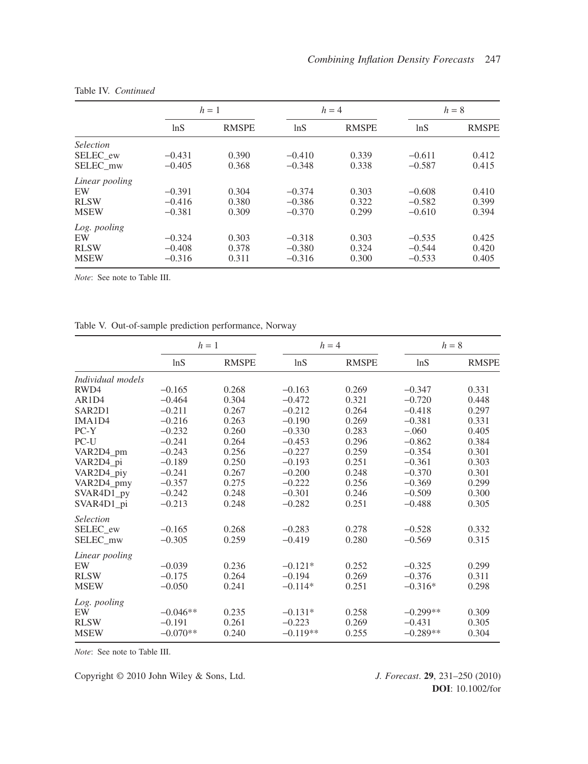Table IV. *Continued*

| | $h = 1$ | | $h = 4$ | | $h = 8$ | |
|---|---|---|---|---|---|---|
| | lnS | RMSPE | lnS | RMSPE | lnS | RMSPE |
| *Selection* | | | | | | |
| SELEC_ew | −0.431 | 0.390 | −0.410 | 0.339 | −0.611 | 0.412 |
| SELEC_mw | −0.405 | 0.368 | −0.348 | 0.338 | −0.587 | 0.415 |
| *Linear pooling* | | | | | | |
| EW | −0.391 | 0.304 | −0.374 | 0.303 | −0.608 | 0.410 |
| RLSW | −0.416 | 0.380 | −0.386 | 0.322 | −0.582 | 0.399 |
| MSEW | −0.381 | 0.309 | −0.370 | 0.299 | −0.610 | 0.394 |
| *Log. pooling* | | | | | | |
| EW | −0.324 | 0.303 | −0.318 | 0.303 | −0.535 | 0.425 |
| RLSW | −0.408 | 0.378 | −0.380 | 0.324 | −0.544 | 0.420 |
| MSEW | −0.316 | 0.311 | −0.316 | 0.300 | −0.533 | 0.405 |

*Note*: See note to Table III.

Table V. Out-of-sample prediction performance, Norway

| | $h = 1$ | | $h = 4$ | | $h = 8$ | |
|---|---|---|---|---|---|---|
| | lnS | RMSPE | lnS | RMSPE | lnS | RMSPE |
| *Individual models* | | | | | | |
| RWD4 | −0.165 | 0.268 | −0.163 | 0.269 | −0.347 | 0.331 |
| AR1D4 | −0.464 | 0.304 | −0.472 | 0.321 | −0.720 | 0.448 |
| SAR2D1 | −0.211 | 0.267 | −0.212 | 0.264 | −0.418 | 0.297 |
| IMA1D4 | −0.216 | 0.263 | −0.190 | 0.269 | −0.381 | 0.331 |
| PC-Y | −0.232 | 0.260 | −0.330 | 0.283 | −.060 | 0.405 |
| PC-U | −0.241 | 0.264 | −0.453 | 0.296 | −0.862 | 0.384 |
| VAR2D4_pm | −0.243 | 0.256 | −0.227 | 0.259 | −0.354 | 0.301 |
| VAR2D4_pi | −0.189 | 0.250 | −0.193 | 0.251 | −0.361 | 0.303 |
| VAR2D4_piy | −0.241 | 0.267 | −0.200 | 0.248 | −0.370 | 0.301 |
| VAR2D4_pmy | −0.357 | 0.275 | −0.222 | 0.256 | −0.369 | 0.299 |
| SVAR4D1_py | −0.242 | 0.248 | −0.301 | 0.246 | −0.509 | 0.300 |
| SVAR4D1_pi | −0.213 | 0.248 | −0.282 | 0.251 | −0.488 | 0.305 |
| *Selection* | | | | | | |
| SELEC_ew | −0.165 | 0.268 | −0.283 | 0.278 | −0.528 | 0.332 |
| SELEC_mw | −0.305 | 0.259 | −0.419 | 0.280 | −0.569 | 0.315 |
| *Linear pooling* | | | | | | |
| EW | −0.039 | 0.236 | −0.121* | 0.252 | −0.325 | 0.299 |
| RLSW | −0.175 | 0.264 | −0.194 | 0.269 | −0.376 | 0.311 |
| MSEW | −0.050 | 0.241 | −0.114* | 0.251 | −0.316* | 0.298 |
| *Log. pooling* | | | | | | |
| EW | −0.046** | 0.235 | −0.131* | 0.258 | −0.299** | 0.309 |
| RLSW | −0.191 | 0.261 | −0.223 | 0.269 | −0.431 | 0.305 |
| MSEW | −0.070** | 0.240 | −0.119** | 0.255 | −0.289** | 0.304 |

*Note*: See note to Table III.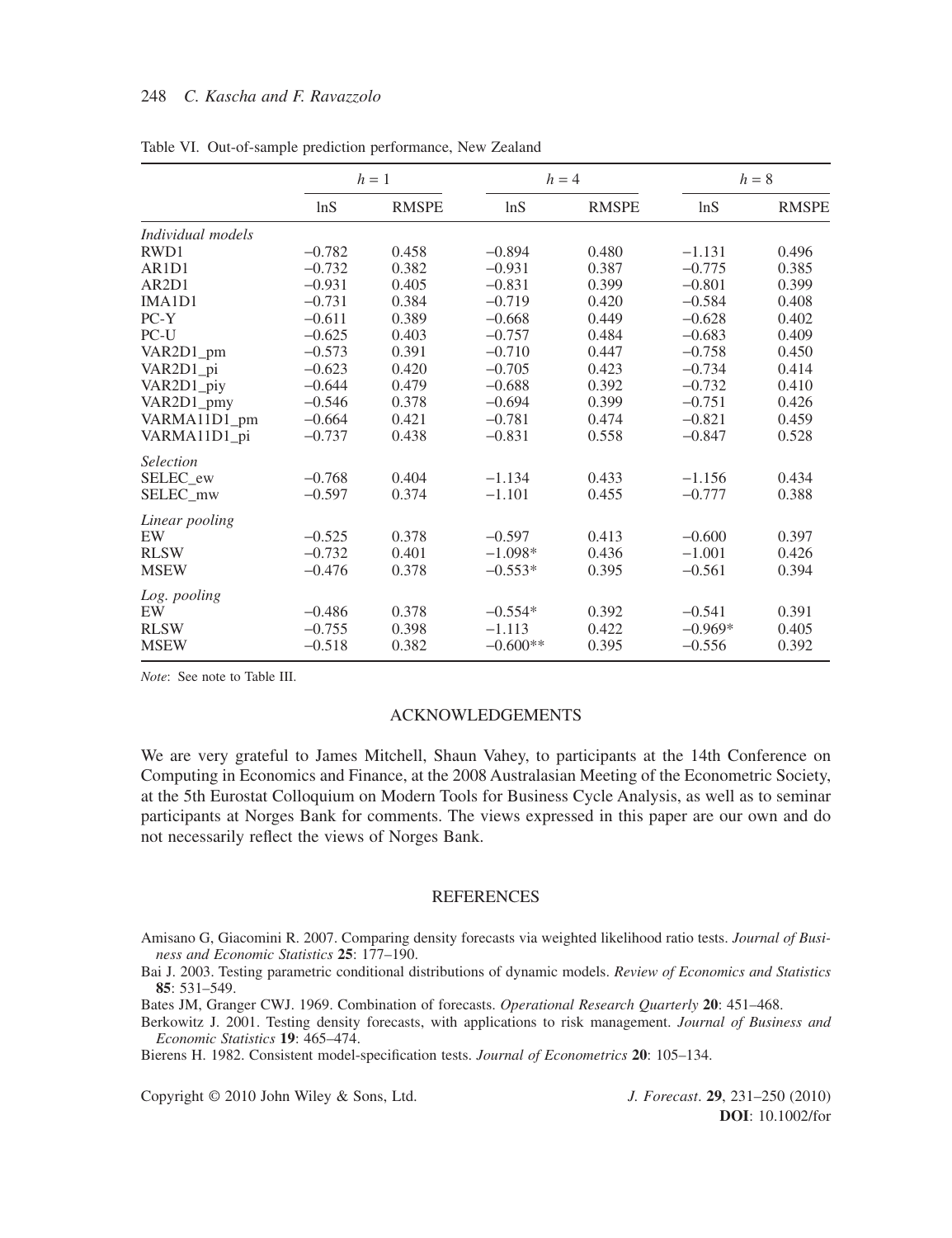Table VI. Out-of-sample prediction performance, New Zealand

| | $h = 1$ | | $h = 4$ | | $h = 8$ | |
|---|---|---|---|---|---|---|
| | lnS | RMSPE | lnS | RMSPE | lnS | RMSPE |
| *Individual models* | | | | | | |
| RWD1 | −0.782 | 0.458 | −0.894 | 0.480 | −1.131 | 0.496 |
| AR1D1 | −0.732 | 0.382 | −0.931 | 0.387 | −0.775 | 0.385 |
| AR2D1 | −0.931 | 0.405 | −0.831 | 0.399 | −0.801 | 0.399 |
| IMA1D1 | −0.731 | 0.384 | −0.719 | 0.420 | −0.584 | 0.408 |
| PC-Y | −0.611 | 0.389 | −0.668 | 0.449 | −0.628 | 0.402 |
| PC-U | −0.625 | 0.403 | −0.757 | 0.484 | −0.683 | 0.409 |
| VAR2D1_pm | −0.573 | 0.391 | −0.710 | 0.447 | −0.758 | 0.450 |
| VAR2D1_pi | −0.623 | 0.420 | −0.705 | 0.423 | −0.734 | 0.414 |
| VAR2D1_piy | −0.644 | 0.479 | −0.688 | 0.392 | −0.732 | 0.410 |
| VAR2D1_pmy | −0.546 | 0.378 | −0.694 | 0.399 | −0.751 | 0.426 |
| VARMA11D1_pm | −0.664 | 0.421 | −0.781 | 0.474 | −0.821 | 0.459 |
| VARMA11D1_pi | −0.737 | 0.438 | −0.831 | 0.558 | −0.847 | 0.528 |
| *Selection* | | | | | | |
| SELEC_ew | −0.768 | 0.404 | −1.134 | 0.433 | −1.156 | 0.434 |
| SELEC_mw | −0.597 | 0.374 | −1.101 | 0.455 | −0.777 | 0.388 |
| *Linear pooling* | | | | | | |
| EW | −0.525 | 0.378 | −0.597 | 0.413 | −0.600 | 0.397 |
| RLSW | −0.732 | 0.401 | −1.098* | 0.436 | −1.001 | 0.426 |
| MSEW | −0.476 | 0.378 | −0.553* | 0.395 | −0.561 | 0.394 |
| *Log. pooling* | | | | | | |
| EW | −0.486 | 0.378 | −0.554* | 0.392 | −0.541 | 0.391 |
| RLSW | −0.755 | 0.398 | −1.113 | 0.422 | −0.969* | 0.405 |
| MSEW | −0.518 | 0.382 | −0.600** | 0.395 | −0.556 | 0.392 |

*Note*: See note to Table III.

## ACKNOWLEDGEMENTS

We are very grateful to James Mitchell, Shaun Vahey, to participants at the 14th Conference on Computing in Economics and Finance, at the 2008 Australasian Meeting of the Econometric Society, at the 5th Eurostat Colloquium on Modern Tools for Business Cycle Analysis, as well as to seminar participants at Norges Bank for comments. The views expressed in this paper are our own and do not necessarily reflect the views of Norges Bank.

## REFERENCES

Amisano G, Giacomini R. 2007. Comparing density forecasts via weighted likelihood ratio tests. *Journal of Business and Economic Statistics* **25**: 177–190.

Bai J. 2003. Testing parametric conditional distributions of dynamic models. *Review of Economics and Statistics* **85**: 531–549.

Bates JM, Granger CWJ. 1969. Combination of forecasts. *Operational Research Quarterly* **20**: 451–468.

Berkowitz J. 2001. Testing density forecasts, with applications to risk management. *Journal of Business and Economic Statistics* **19**: 465–474.

Bierens H. 1982. Consistent model-specification tests. *Journal of Econometrics* **20**: 105–134.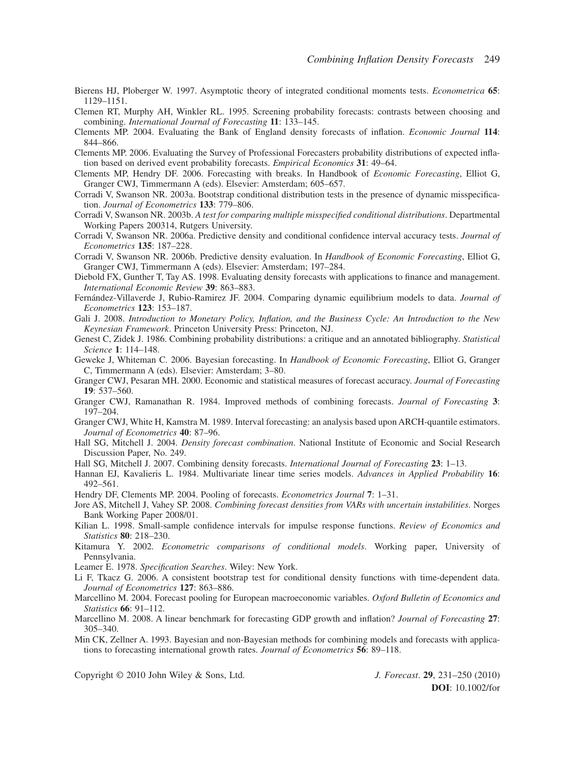Bierens HJ, Ploberger W. 1997. Asymptotic theory of integrated conditional moments tests. *Econometrica* **65**: 1129–1151.

Clemen RT, Murphy AH, Winkler RL. 1995. Screening probability forecasts: contrasts between choosing and combining. *International Journal of Forecasting* **11**: 133–145.

Clements MP. 2004. Evaluating the Bank of England density forecasts of inflation. *Economic Journal* **114**: 844–866.

Clements MP. 2006. Evaluating the Survey of Professional Forecasters probability distributions of expected inflation based on derived event probability forecasts. *Empirical Economics* **31**: 49–64.

Clements MP, Hendry DF. 2006. Forecasting with breaks. In Handbook of *Economic Forecasting*, Elliot G, Granger CWJ, Timmermann A (eds). Elsevier: Amsterdam; 605–657.

Corradi V, Swanson NR. 2003a. Bootstrap conditional distribution tests in the presence of dynamic misspecification. *Journal of Econometrics* **133**: 779–806.

Corradi V, Swanson NR. 2003b. *A test for comparing multiple misspecified conditional distributions*. Departmental Working Papers 200314, Rutgers University.

Corradi V, Swanson NR. 2006a. Predictive density and conditional confidence interval accuracy tests. *Journal of Econometrics* **135**: 187–228.

Corradi V, Swanson NR. 2006b. Predictive density evaluation. In *Handbook of Economic Forecasting*, Elliot G, Granger CWJ, Timmermann A (eds). Elsevier: Amsterdam; 197–284.

Diebold FX, Gunther T, Tay AS. 1998. Evaluating density forecasts with applications to finance and management. *International Economic Review* **39**: 863–883.

Fernández-Villaverde J, Rubio-Ramirez JF. 2004. Comparing dynamic equilibrium models to data. *Journal of Econometrics* **123**: 153–187.

Gali J. 2008. *Introduction to Monetary Policy, Inflation, and the Business Cycle: An Introduction to the New Keynesian Framework*. Princeton University Press: Princeton, NJ.

Genest C, Zidek J. 1986. Combining probability distributions: a critique and an annotated bibliography. *Statistical Science* **1**: 114–148.

Geweke J, Whiteman C. 2006. Bayesian forecasting. In *Handbook of Economic Forecasting*, Elliot G, Granger C, Timmermann A (eds). Elsevier: Amsterdam; 3–80.

Granger CWJ, Pesaran MH. 2000. Economic and statistical measures of forecast accuracy. *Journal of Forecasting* **19**: 537–560.

Granger CWJ, Ramanathan R. 1984. Improved methods of combining forecasts. *Journal of Forecasting* **3**: 197–204.

Granger CWJ, White H, Kamstra M. 1989. Interval forecasting: an analysis based upon ARCH-quantile estimators. *Journal of Econometrics* **40**: 87–96.

Hall SG, Mitchell J. 2004. *Density forecast combination*. National Institute of Economic and Social Research Discussion Paper, No. 249.

Hall SG, Mitchell J. 2007. Combining density forecasts. *International Journal of Forecasting* **23**: 1–13.

Hannan EJ, Kavalieris L. 1984. Multivariate linear time series models. *Advances in Applied Probability* **16**: 492–561.

Hendry DF, Clements MP. 2004. Pooling of forecasts. *Econometrics Journal* **7**: 1–31.

Jore AS, Mitchell J, Vahey SP. 2008. *Combining forecast densities from VARs with uncertain instabilities*. Norges Bank Working Paper 2008/01.

Kilian L. 1998. Small-sample confidence intervals for impulse response functions. *Review of Economics and Statistics* **80**: 218–230.

Kitamura Y. 2002. *Econometric comparisons of conditional models*. Working paper, University of Pennsylvania.

Leamer E. 1978. *Specification Searches*. Wiley: New York.

Li F, Tkacz G. 2006. A consistent bootstrap test for conditional density functions with time-dependent data. *Journal of Econometrics* **127**: 863–886.

Marcellino M. 2004. Forecast pooling for European macroeconomic variables. *Oxford Bulletin of Economics and Statistics* **66**: 91–112.

Marcellino M. 2008. A linear benchmark for forecasting GDP growth and inflation? *Journal of Forecasting* **27**: 305–340.

Min CK, Zellner A. 1993. Bayesian and non-Bayesian methods for combining models and forecasts with applications to forecasting international growth rates. *Journal of Econometrics* **56**: 89–118.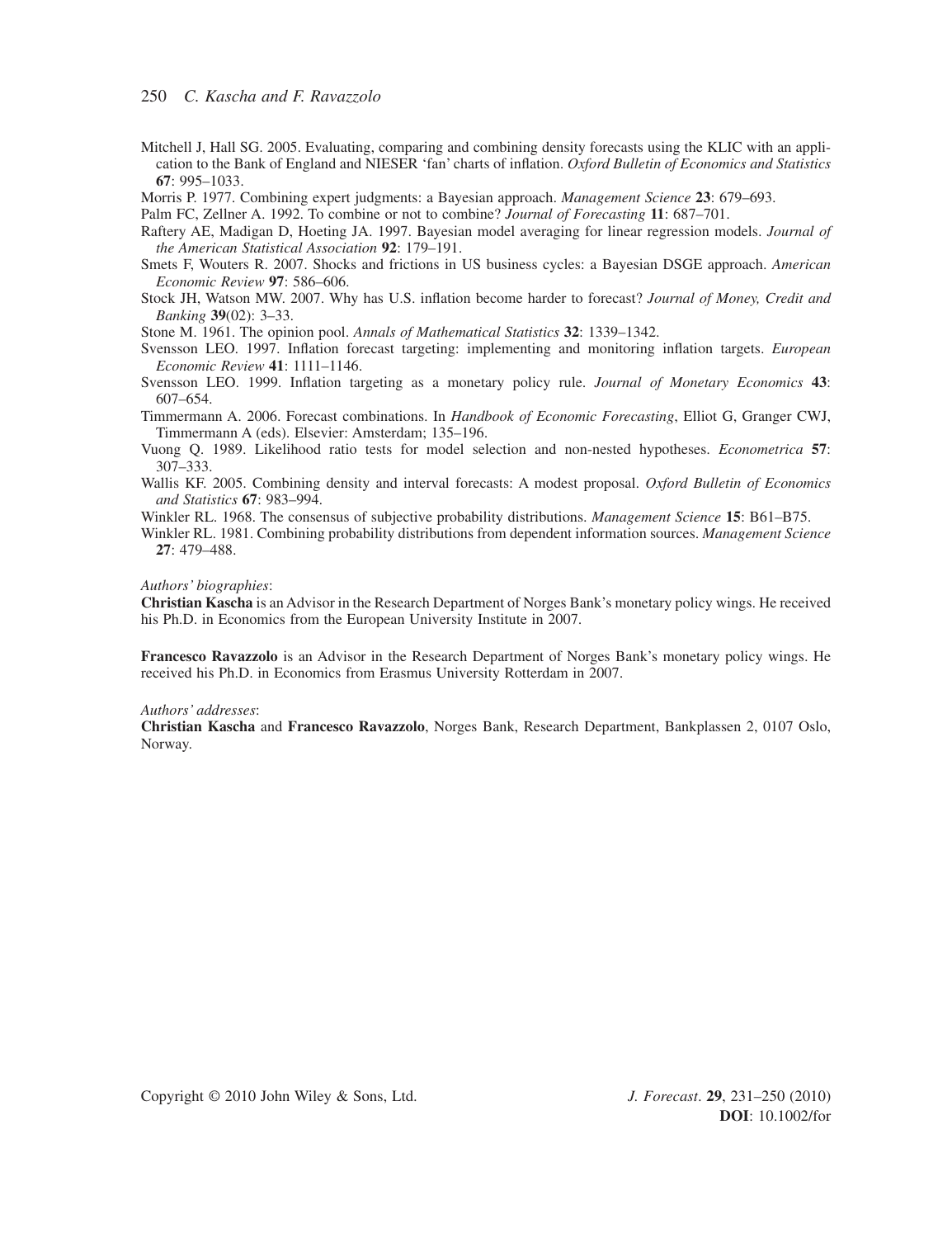Mitchell J, Hall SG. 2005. Evaluating, comparing and combining density forecasts using the KLIC with an application to the Bank of England and NIESER 'fan' charts of inflation. *Oxford Bulletin of Economics and Statistics* **67**: 995–1033.

Morris P. 1977. Combining expert judgments: a Bayesian approach. *Management Science* **23**: 679–693.

Palm FC, Zellner A. 1992. To combine or not to combine? *Journal of Forecasting* **11**: 687–701.

Raftery AE, Madigan D, Hoeting JA. 1997. Bayesian model averaging for linear regression models. *Journal of the American Statistical Association* **92**: 179–191.

Smets F, Wouters R. 2007. Shocks and frictions in US business cycles: a Bayesian DSGE approach. *American Economic Review* **97**: 586–606.

Stock JH, Watson MW. 2007. Why has U.S. inflation become harder to forecast? *Journal of Money, Credit and Banking* **39**(02): 3–33.

Stone M. 1961. The opinion pool. *Annals of Mathematical Statistics* **32**: 1339–1342.

Svensson LEO. 1997. Inflation forecast targeting: implementing and monitoring inflation targets. *European Economic Review* **41**: 1111–1146.

Svensson LEO. 1999. Inflation targeting as a monetary policy rule. *Journal of Monetary Economics* **43**: 607–654.

Timmermann A. 2006. Forecast combinations. In *Handbook of Economic Forecasting*, Elliot G, Granger CWJ, Timmermann A (eds). Elsevier: Amsterdam; 135–196.

Vuong Q. 1989. Likelihood ratio tests for model selection and non-nested hypotheses. *Econometrica* **57**: 307–333.

Wallis KF. 2005. Combining density and interval forecasts: A modest proposal. *Oxford Bulletin of Economics and Statistics* **67**: 983–994.

Winkler RL. 1968. The consensus of subjective probability distributions. *Management Science* **15**: B61–B75.

Winkler RL. 1981. Combining probability distributions from dependent information sources. *Management Science* **27**: 479–488.

*Authors' biographies*:

**Christian Kascha** is an Advisor in the Research Department of Norges Bank's monetary policy wings. He received his Ph.D. in Economics from the European University Institute in 2007.

**Francesco Ravazzolo** is an Advisor in the Research Department of Norges Bank's monetary policy wings. He received his Ph.D. in Economics from Erasmus University Rotterdam in 2007.

*Authors' addresses*:

**Christian Kascha** and **Francesco Ravazzolo**, Norges Bank, Research Department, Bankplassen 2, 0107 Oslo, Norway.